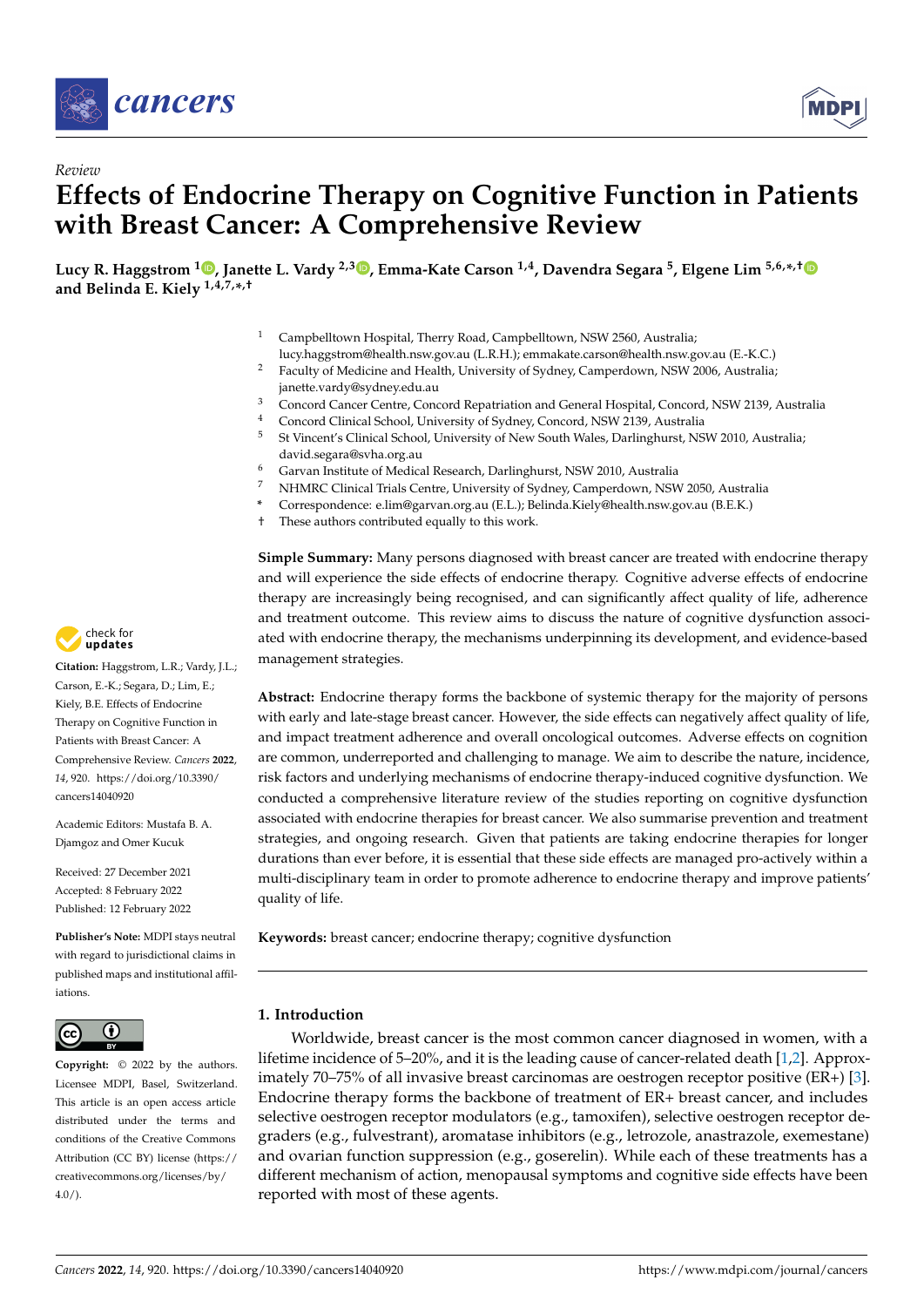Review

# Effects of Endocrine Therapy on Cognitive Function in Patients with Breast Cancer: A Comprehensive Review

**Lucy R. Haggstrom [1], Janette L. Vardy [2,3], Emma-Kate Carson [1,4], Davendra Segara [5], Elgene Lim [5,6,*,†] and Belinda E. Kiely [1,4,7,*,†]**

[1] Campbelltown Hospital, Therry Road, Campbelltown, NSW 2560, Australia; lucy.haggstrom@health.nsw.gov.au (L.R.H.); emmakate.carson@health.nsw.gov.au (E.-K.C.)
[2] Faculty of Medicine and Health, University of Sydney, Camperdown, NSW 2006, Australia; janette.vardy@sydney.edu.au
[3] Concord Cancer Centre, Concord Repatriation and General Hospital, Concord, NSW 2139, Australia
[4] Concord Clinical School, University of Sydney, Concord, NSW 2139, Australia
[5] St Vincent's Clinical School, University of New South Wales, Darlinghurst, NSW 2010, Australia; david.segara@svha.org.au
[6] Garvan Institute of Medical Research, Darlinghurst, NSW 2010, Australia
[7] NHMRC Clinical Trials Centre, University of Sydney, Camperdown, NSW 2050, Australia
* Correspondence: e.lim@garvan.org.au (E.L.); Belinda.Kiely@health.nsw.gov.au (B.E.K.)
† These authors contributed equally to this work.

**Citation:** Haggstrom, L.R.; Vardy, J.L.; Carson, E.-K.; Segara, D.; Lim, E.; Kiely, B.E. Effects of Endocrine Therapy on Cognitive Function in Patients with Breast Cancer: A Comprehensive Review. *Cancers* **2022**, *14*, 920. https://doi.org/10.3390/cancers14040920

Academic Editors: Mustafa B. A. Djamgoz and Omer Kucuk

Received: 27 December 2021
Accepted: 8 February 2022
Published: 12 February 2022

**Publisher's Note:** MDPI stays neutral with regard to jurisdictional claims in published maps and institutional affiliations.

**Copyright:** © 2022 by the authors. Licensee MDPI, Basel, Switzerland. This article is an open access article distributed under the terms and conditions of the Creative Commons Attribution (CC BY) license (https://creativecommons.org/licenses/by/4.0/).

**Simple Summary:** Many persons diagnosed with breast cancer are treated with endocrine therapy and will experience the side effects of endocrine therapy. Cognitive adverse effects of endocrine therapy are increasingly being recognised, and can significantly affect quality of life, adherence and treatment outcome. This review aims to discuss the nature of cognitive dysfunction associated with endocrine therapy, the mechanisms underpinning its development, and evidence-based management strategies.

**Abstract:** Endocrine therapy forms the backbone of systemic therapy for the majority of persons with early and late-stage breast cancer. However, the side effects can negatively affect quality of life, and impact treatment adherence and overall oncological outcomes. Adverse effects on cognition are common, underreported and challenging to manage. We aim to describe the nature, incidence, risk factors and underlying mechanisms of endocrine therapy-induced cognitive dysfunction. We conducted a comprehensive literature review of the studies reporting on cognitive dysfunction associated with endocrine therapies for breast cancer. We also summarise prevention and treatment strategies, and ongoing research. Given that patients are taking endocrine therapies for longer durations than ever before, it is essential that these side effects are managed pro-actively within a multi-disciplinary team in order to promote adherence to endocrine therapy and improve patients' quality of life.

**Keywords:** breast cancer; endocrine therapy; cognitive dysfunction

## 1. Introduction

Worldwide, breast cancer is the most common cancer diagnosed in women, with a lifetime incidence of 5–20%, and it is the leading cause of cancer-related death [1,2]. Approximately 70–75% of all invasive breast carcinomas are oestrogen receptor positive (ER+) [3]. Endocrine therapy forms the backbone of treatment of ER+ breast cancer, and includes selective oestrogen receptor modulators (e.g., tamoxifen), selective oestrogen receptor degraders (e.g., fulvestrant), aromatase inhibitors (e.g., letrozole, anastrazole, exemestane) and ovarian function suppression (e.g., goserelin). While each of these treatments has a different mechanism of action, menopausal symptoms and cognitive side effects have been reported with most of these agents.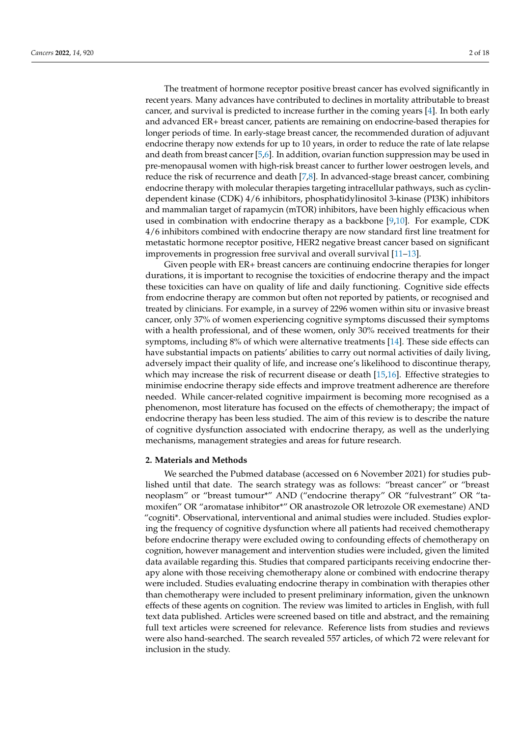The treatment of hormone receptor positive breast cancer has evolved significantly in recent years. Many advances have contributed to declines in mortality attributable to breast cancer, and survival is predicted to increase further in the coming years [4]. In both early and advanced ER+ breast cancer, patients are remaining on endocrine-based therapies for longer periods of time. In early-stage breast cancer, the recommended duration of adjuvant endocrine therapy now extends for up to 10 years, in order to reduce the rate of late relapse and death from breast cancer [5,6]. In addition, ovarian function suppression may be used in pre-menopausal women with high-risk breast cancer to further lower oestrogen levels, and reduce the risk of recurrence and death [7,8]. In advanced-stage breast cancer, combining endocrine therapy with molecular therapies targeting intracellular pathways, such as cyclin-dependent kinase (CDK) 4/6 inhibitors, phosphatidylinositol 3-kinase (PI3K) inhibitors and mammalian target of rapamycin (mTOR) inhibitors, have been highly efficacious when used in combination with endocrine therapy as a backbone [9,10]. For example, CDK 4/6 inhibitors combined with endocrine therapy are now standard first line treatment for metastatic hormone receptor positive, HER2 negative breast cancer based on significant improvements in progression free survival and overall survival [11–13].

Given people with ER+ breast cancers are continuing endocrine therapies for longer durations, it is important to recognise the toxicities of endocrine therapy and the impact these toxicities can have on quality of life and daily functioning. Cognitive side effects from endocrine therapy are common but often not reported by patients, or recognised and treated by clinicians. For example, in a survey of 2296 women within situ or invasive breast cancer, only 37% of women experiencing cognitive symptoms discussed their symptoms with a health professional, and of these women, only 30% received treatments for their symptoms, including 8% of which were alternative treatments [14]. These side effects can have substantial impacts on patients' abilities to carry out normal activities of daily living, adversely impact their quality of life, and increase one's likelihood to discontinue therapy, which may increase the risk of recurrent disease or death [15,16]. Effective strategies to minimise endocrine therapy side effects and improve treatment adherence are therefore needed. While cancer-related cognitive impairment is becoming more recognised as a phenomenon, most literature has focused on the effects of chemotherapy; the impact of endocrine therapy has been less studied. The aim of this review is to describe the nature of cognitive dysfunction associated with endocrine therapy, as well as the underlying mechanisms, management strategies and areas for future research.

## 2. Materials and Methods

We searched the Pubmed database (accessed on 6 November 2021) for studies published until that date. The search strategy was as follows: "breast cancer" or "breast neoplasm" or "breast tumour*" AND ("endocrine therapy" OR "fulvestrant" OR "tamoxifen" OR "aromatase inhibitor*" OR anastrozole OR letrozole OR exemestane) AND "cogniti*. Observational, interventional and animal studies were included. Studies exploring the frequency of cognitive dysfunction where all patients had received chemotherapy before endocrine therapy were excluded owing to confounding effects of chemotherapy on cognition, however management and intervention studies were included, given the limited data available regarding this. Studies that compared participants receiving endocrine therapy alone with those receiving chemotherapy alone or combined with endocrine therapy were included. Studies evaluating endocrine therapy in combination with therapies other than chemotherapy were included to present preliminary information, given the unknown effects of these agents on cognition. The review was limited to articles in English, with full text data published. Articles were screened based on title and abstract, and the remaining full text articles were screened for relevance. Reference lists from studies and reviews were also hand-searched. The search revealed 557 articles, of which 72 were relevant for inclusion in the study.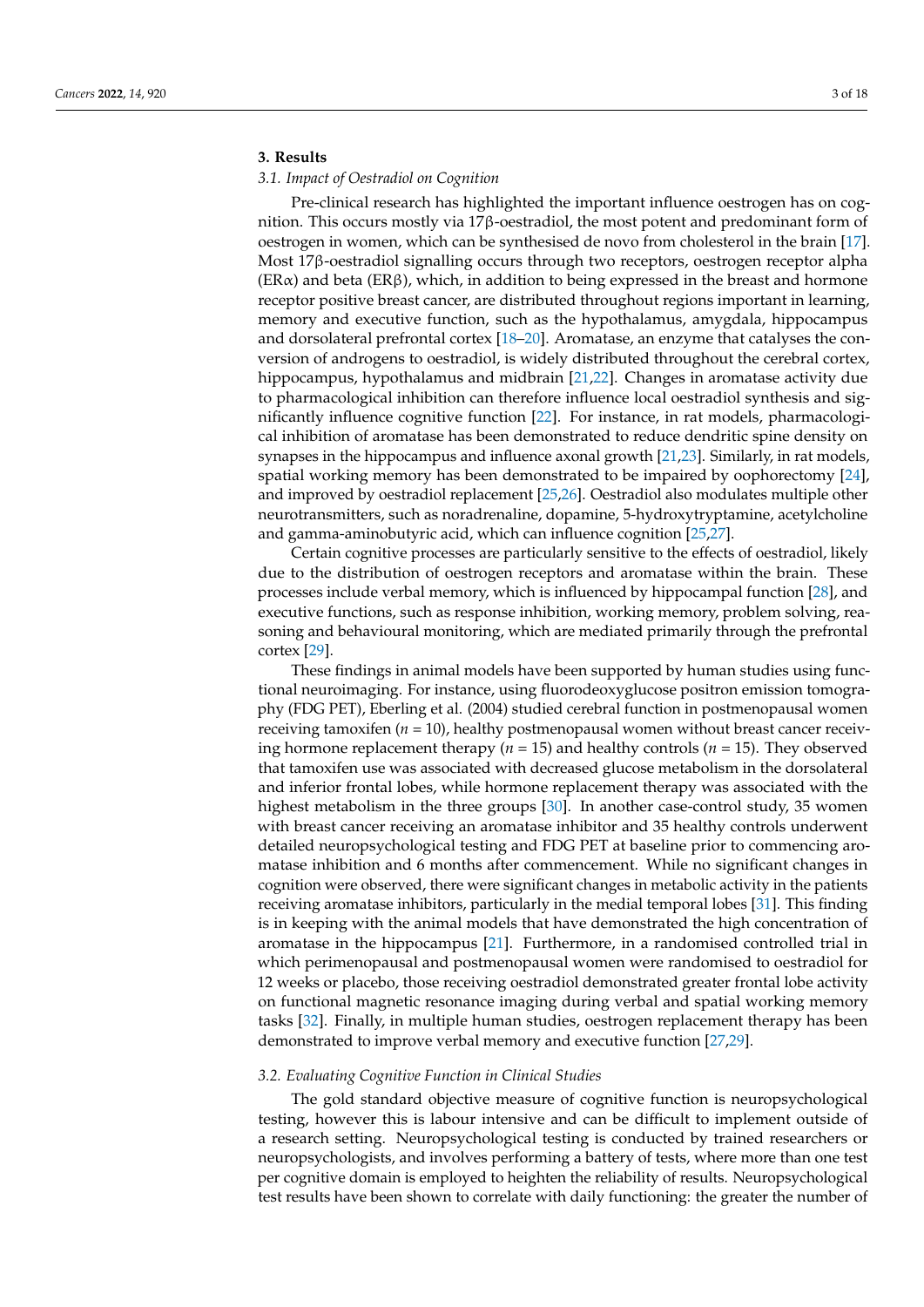## 3. Results

### 3.1. Impact of Oestradiol on Cognition

Pre-clinical research has highlighted the important influence oestrogen has on cognition. This occurs mostly via 17β-oestradiol, the most potent and predominant form of oestrogen in women, which can be synthesised de novo from cholesterol in the brain [17]. Most 17β-oestradiol signalling occurs through two receptors, oestrogen receptor alpha (ERα) and beta (ERβ), which, in addition to being expressed in the breast and hormone receptor positive breast cancer, are distributed throughout regions important in learning, memory and executive function, such as the hypothalamus, amygdala, hippocampus and dorsolateral prefrontal cortex [18–20]. Aromatase, an enzyme that catalyses the conversion of androgens to oestradiol, is widely distributed throughout the cerebral cortex, hippocampus, hypothalamus and midbrain [21,22]. Changes in aromatase activity due to pharmacological inhibition can therefore influence local oestradiol synthesis and significantly influence cognitive function [22]. For instance, in rat models, pharmacological inhibition of aromatase has been demonstrated to reduce dendritic spine density on synapses in the hippocampus and influence axonal growth [21,23]. Similarly, in rat models, spatial working memory has been demonstrated to be impaired by oophorectomy [24], and improved by oestradiol replacement [25,26]. Oestradiol also modulates multiple other neurotransmitters, such as noradrenaline, dopamine, 5-hydroxytryptamine, acetylcholine and gamma-aminobutyric acid, which can influence cognition [25,27].

Certain cognitive processes are particularly sensitive to the effects of oestradiol, likely due to the distribution of oestrogen receptors and aromatase within the brain. These processes include verbal memory, which is influenced by hippocampal function [28], and executive functions, such as response inhibition, working memory, problem solving, reasoning and behavioural monitoring, which are mediated primarily through the prefrontal cortex [29].

These findings in animal models have been supported by human studies using functional neuroimaging. For instance, using fluorodeoxyglucose positron emission tomography (FDG PET), Eberling et al. (2004) studied cerebral function in postmenopausal women receiving tamoxifen ($n$ = 10), healthy postmenopausal women without breast cancer receiving hormone replacement therapy ($n$ = 15) and healthy controls ($n$ = 15). They observed that tamoxifen use was associated with decreased glucose metabolism in the dorsolateral and inferior frontal lobes, while hormone replacement therapy was associated with the highest metabolism in the three groups [30]. In another case-control study, 35 women with breast cancer receiving an aromatase inhibitor and 35 healthy controls underwent detailed neuropsychological testing and FDG PET at baseline prior to commencing aromatase inhibition and 6 months after commencement. While no significant changes in cognition were observed, there were significant changes in metabolic activity in the patients receiving aromatase inhibitors, particularly in the medial temporal lobes [31]. This finding is in keeping with the animal models that have demonstrated the high concentration of aromatase in the hippocampus [21]. Furthermore, in a randomised controlled trial in which perimenopausal and postmenopausal women were randomised to oestradiol for 12 weeks or placebo, those receiving oestradiol demonstrated greater frontal lobe activity on functional magnetic resonance imaging during verbal and spatial working memory tasks [32]. Finally, in multiple human studies, oestrogen replacement therapy has been demonstrated to improve verbal memory and executive function [27,29].

### 3.2. Evaluating Cognitive Function in Clinical Studies

The gold standard objective measure of cognitive function is neuropsychological testing, however this is labour intensive and can be difficult to implement outside of a research setting. Neuropsychological testing is conducted by trained researchers or neuropsychologists, and involves performing a battery of tests, where more than one test per cognitive domain is employed to heighten the reliability of results. Neuropsychological test results have been shown to correlate with daily functioning: the greater the number of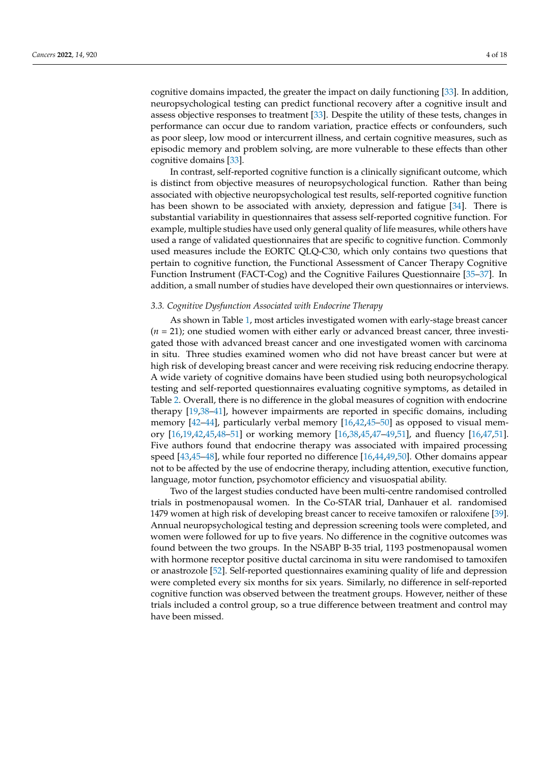cognitive domains impacted, the greater the impact on daily functioning [33]. In addition, neuropsychological testing can predict functional recovery after a cognitive insult and assess objective responses to treatment [33]. Despite the utility of these tests, changes in performance can occur due to random variation, practice effects or confounders, such as poor sleep, low mood or intercurrent illness, and certain cognitive measures, such as episodic memory and problem solving, are more vulnerable to these effects than other cognitive domains [33].

In contrast, self-reported cognitive function is a clinically significant outcome, which is distinct from objective measures of neuropsychological function. Rather than being associated with objective neuropsychological test results, self-reported cognitive function has been shown to be associated with anxiety, depression and fatigue [34]. There is substantial variability in questionnaires that assess self-reported cognitive function. For example, multiple studies have used only general quality of life measures, while others have used a range of validated questionnaires that are specific to cognitive function. Commonly used measures include the EORTC QLQ-C30, which only contains two questions that pertain to cognitive function, the Functional Assessment of Cancer Therapy Cognitive Function Instrument (FACT-Cog) and the Cognitive Failures Questionnaire [35–37]. In addition, a small number of studies have developed their own questionnaires or interviews.

### *3.3. Cognitive Dysfunction Associated with Endocrine Therapy*

As shown in Table 1, most articles investigated women with early-stage breast cancer (*n* = 21); one studied women with either early or advanced breast cancer, three investigated those with advanced breast cancer and one investigated women with carcinoma in situ. Three studies examined women who did not have breast cancer but were at high risk of developing breast cancer and were receiving risk reducing endocrine therapy. A wide variety of cognitive domains have been studied using both neuropsychological testing and self-reported questionnaires evaluating cognitive symptoms, as detailed in Table 2. Overall, there is no difference in the global measures of cognition with endocrine therapy [19,38–41], however impairments are reported in specific domains, including memory [42–44], particularly verbal memory [16,42,45–50] as opposed to visual memory [16,19,42,45,48–51] or working memory [16,38,45,47–49,51], and fluency [16,47,51]. Five authors found that endocrine therapy was associated with impaired processing speed [43,45–48], while four reported no difference [16,44,49,50]. Other domains appear not to be affected by the use of endocrine therapy, including attention, executive function, language, motor function, psychomotor efficiency and visuospatial ability.

Two of the largest studies conducted have been multi-centre randomised controlled trials in postmenopausal women. In the Co-STAR trial, Danhauer et al. randomised 1479 women at high risk of developing breast cancer to receive tamoxifen or raloxifene [39]. Annual neuropsychological testing and depression screening tools were completed, and women were followed for up to five years. No difference in the cognitive outcomes was found between the two groups. In the NSABP B-35 trial, 1193 postmenopausal women with hormone receptor positive ductal carcinoma in situ were randomised to tamoxifen or anastrozole [52]. Self-reported questionnaires examining quality of life and depression were completed every six months for six years. Similarly, no difference in self-reported cognitive function was observed between the treatment groups. However, neither of these trials included a control group, so a true difference between treatment and control may have been missed.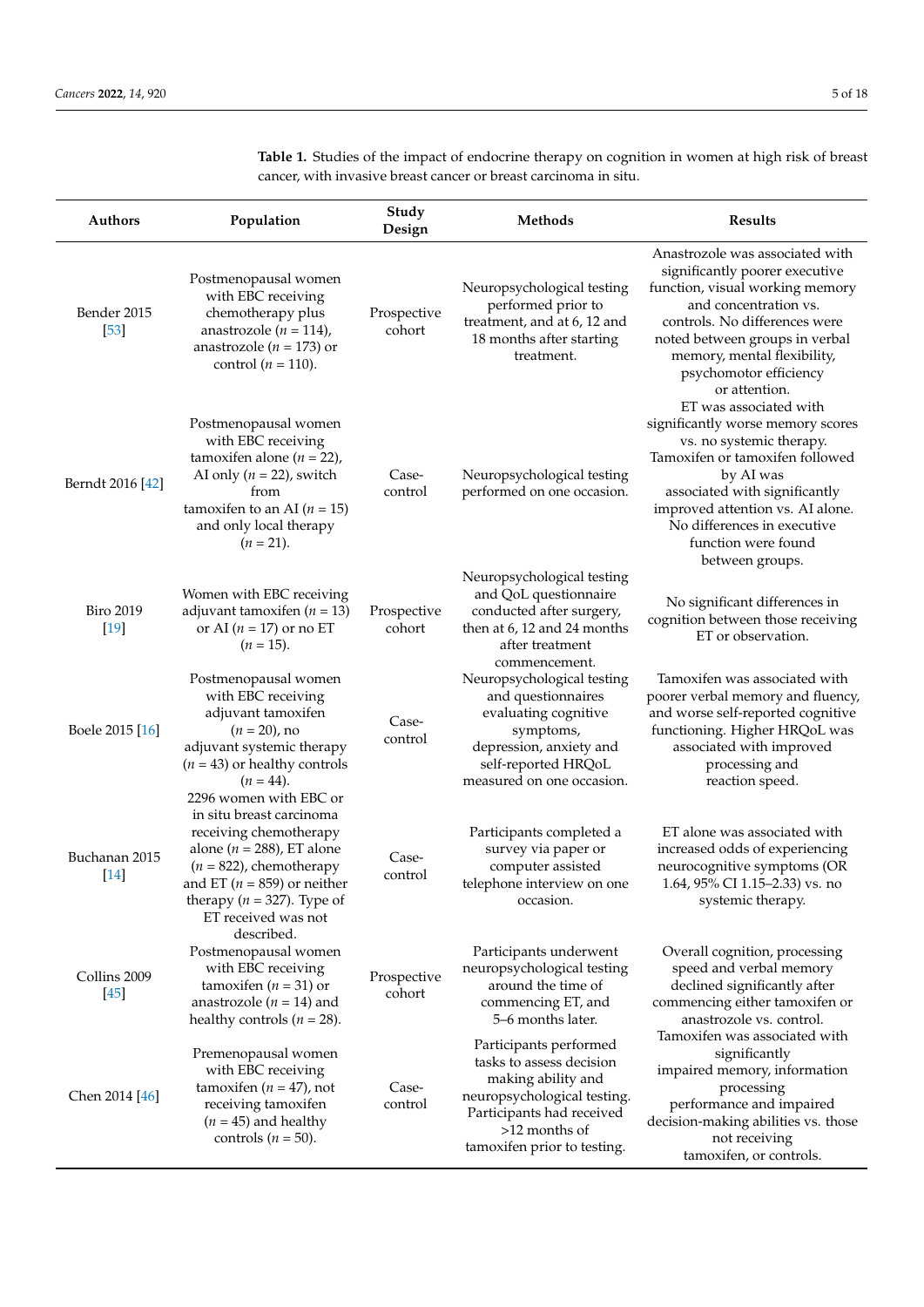**Table 1.** Studies of the impact of endocrine therapy on cognition in women at high risk of breast cancer, with invasive breast cancer or breast carcinoma in situ.

| Authors | Population | Study Design | Methods | Results |
|---|---|---|---|---|
| Bender 2015 [53] | Postmenopausal women with EBC receiving chemotherapy plus anastrozole (*n* = 114), anastrozole (*n* = 173) or control (*n* = 110). | Prospective cohort | Neuropsychological testing performed prior to treatment, and at 6, 12 and 18 months after starting treatment. | Anastrozole was associated with significantly poorer executive function, visual working memory and concentration vs. controls. No differences were noted between groups in verbal memory, mental flexibility, psychomotor efficiency or attention. |
| Berndt 2016 [42] | Postmenopausal women with EBC receiving tamoxifen alone (*n* = 22), AI only (*n* = 22), switch from tamoxifen to an AI (*n* = 15) and only local therapy (*n* = 21). | Case-control | Neuropsychological testing performed on one occasion. | ET was associated with significantly worse memory scores vs. no systemic therapy. Tamoxifen or tamoxifen followed by AI was associated with significantly improved attention vs. AI alone. No differences in executive function were found between groups. |
| Biro 2019 [19] | Women with EBC receiving adjuvant tamoxifen (*n* = 13) or AI (*n* = 17) or no ET (*n* = 15). | Prospective cohort | Neuropsychological testing and QoL questionnaire conducted after surgery, then at 6, 12 and 24 months after treatment commencement. | No significant differences in cognition between those receiving ET or observation. |
| Boele 2015 [16] | Postmenopausal women with EBC receiving adjuvant tamoxifen (*n* = 20), no adjuvant systemic therapy (*n* = 43) or healthy controls (*n* = 44). | Case-control | Neuropsychological testing and questionnaires evaluating cognitive symptoms, depression, anxiety and self-reported HRQoL measured on one occasion. | Tamoxifen was associated with poorer verbal memory and fluency, and worse self-reported cognitive functioning. Higher HRQoL was associated with improved processing and reaction speed. |
| Buchanan 2015 [14] | 2296 women with EBC or in situ breast carcinoma receiving chemotherapy alone (*n* = 288), ET alone (*n* = 822), chemotherapy and ET (*n* = 859) or neither therapy (*n* = 327). Type of ET received was not described. | Case-control | Participants completed a survey via paper or computer assisted telephone interview on one occasion. | ET alone was associated with increased odds of experiencing neurocognitive symptoms (OR 1.64, 95% CI 1.15–2.33) vs. no systemic therapy. |
| Collins 2009 [45] | Postmenopausal women with EBC receiving tamoxifen (*n* = 31) or anastrozole (*n* = 14) and healthy controls (*n* = 28). | Prospective cohort | Participants underwent neuropsychological testing around the time of commencing ET, and 5–6 months later. | Overall cognition, processing speed and verbal memory declined significantly after commencing either tamoxifen or anastrozole vs. control. |
| Chen 2014 [46] | Premenopausal women with EBC receiving tamoxifen (*n* = 47), not receiving tamoxifen (*n* = 45) and healthy controls (*n* = 50). | Case-control | Participants performed tasks to assess decision making ability and neuropsychological testing. Participants had received >12 months of tamoxifen prior to testing. | Tamoxifen was associated with significantly impaired memory, information processing performance and impaired decision-making abilities vs. those not receiving tamoxifen, or controls. |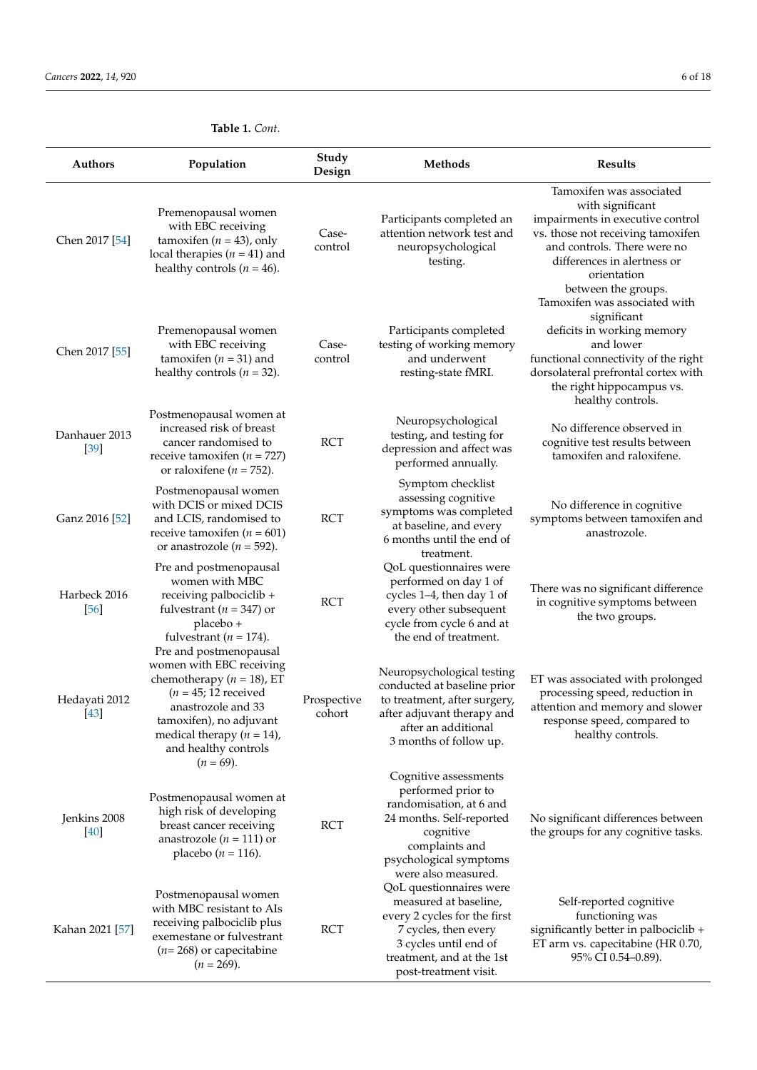**Table 1.** *Cont.*

| Authors | Population | Study Design | Methods | Results |
|---|---|---|---|---|
| Chen 2017 [54] | Premenopausal women with EBC receiving tamoxifen ($n$ = 43), only local therapies ($n$ = 41) and healthy controls ($n$ = 46). | Case-control | Participants completed an attention network test and neuropsychological testing. | Tamoxifen was associated with significant impairments in executive control vs. those not receiving tamoxifen and controls. There were no differences in alertness or orientation between the groups. |
| Chen 2017 [55] | Premenopausal women with EBC receiving tamoxifen ($n$ = 31) and healthy controls ($n$ = 32). | Case-control | Participants completed testing of working memory and underwent resting-state fMRI. | Tamoxifen was associated with significant deficits in working memory and lower functional connectivity of the right dorsolateral prefrontal cortex with the right hippocampus vs. healthy controls. |
| Danhauer 2013 [39] | Postmenopausal women at increased risk of breast cancer randomised to receive tamoxifen ($n$ = 727) or raloxifene ($n$ = 752). | RCT | Neuropsychological testing, and testing for depression and affect was performed annually. | No difference observed in cognitive test results between tamoxifen and raloxifene. |
| Ganz 2016 [52] | Postmenopausal women with DCIS or mixed DCIS and LCIS, randomised to receive tamoxifen ($n$ = 601) or anastrozole ($n$ = 592). | RCT | Symptom checklist assessing cognitive symptoms was completed at baseline, and every 6 months until the end of treatment. | No difference in cognitive symptoms between tamoxifen and anastrozole. |
| Harbeck 2016 [56] | Pre and postmenopausal women with MBC receiving palbociclib + fulvestrant ($n$ = 347) or placebo + fulvestrant ($n$ = 174). | RCT | QoL questionnaires were performed on day 1 of cycles 1–4, then day 1 of every other subsequent cycle from cycle 6 and at the end of treatment. | There was no significant difference in cognitive symptoms between the two groups. |
| Hedayati 2012 [43] | Pre and postmenopausal women with EBC receiving chemotherapy ($n$ = 18), ET ($n$ = 45; 12 received anastrozole and 33 tamoxifen), no adjuvant medical therapy ($n$ = 14), and healthy controls ($n$ = 69). | Prospective cohort | Neuropsychological testing conducted at baseline prior to treatment, after surgery, after adjuvant therapy and after an additional 3 months of follow up. | ET was associated with prolonged processing speed, reduction in attention and memory and slower response speed, compared to healthy controls. |
| Jenkins 2008 [40] | Postmenopausal women at high risk of developing breast cancer receiving anastrozole ($n$ = 111) or placebo ($n$ = 116). | RCT | Cognitive assessments performed prior to randomisation, at 6 and 24 months. Self-reported cognitive complaints and psychological symptoms were also measured. | No significant differences between the groups for any cognitive tasks. |
| Kahan 2021 [57] | Postmenopausal women with MBC resistant to AIs receiving palbociclib plus exemestane or fulvestrant ($n$= 268) or capecitabine ($n$ = 269). | RCT | QoL questionnaires were measured at baseline, every 2 cycles for the first 7 cycles, then every 3 cycles until end of treatment, and at the 1st post-treatment visit. | Self-reported cognitive functioning was significantly better in palbociclib + ET arm vs. capecitabine (HR 0.70, 95% CI 0.54–0.89). |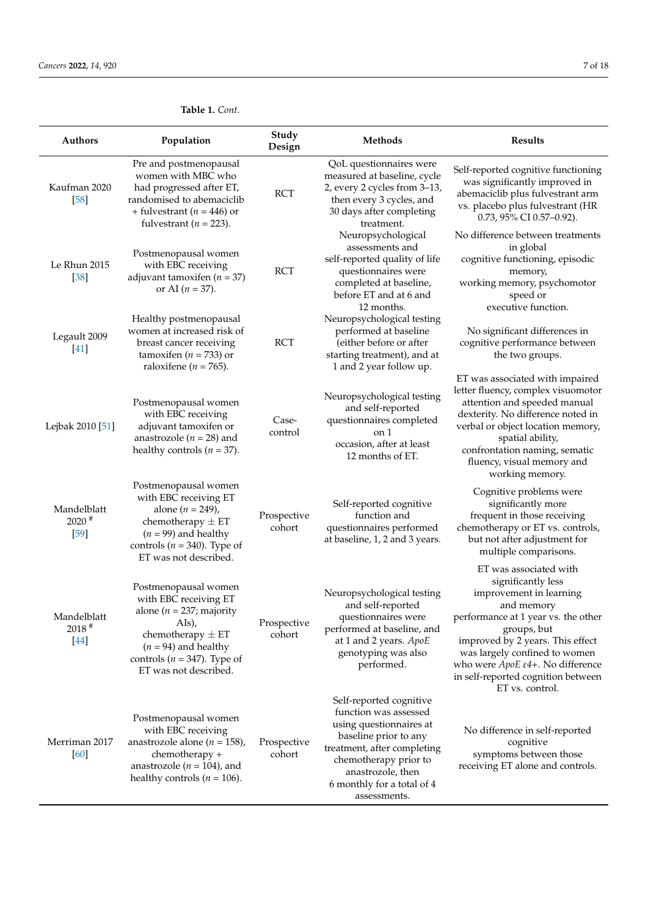**Table 1.** *Cont.*

| Authors | Population | Study Design | Methods | Results |
|---|---|---|---|---|
| Kaufman 2020 [58] | Pre and postmenopausal women with MBC who had progressed after ET, randomised to abemaciclib + fulvestrant ($n$ = 446) or fulvestrant ($n$ = 223). | RCT | QoL questionnaires were measured at baseline, cycle 2, every 2 cycles from 3–13, then every 3 cycles, and 30 days after completing treatment. | Self-reported cognitive functioning was significantly improved in abemaciclib plus fulvestrant arm vs. placebo plus fulvestrant (HR 0.73, 95% CI 0.57–0.92). |
| Le Rhun 2015 [38] | Postmenopausal women with EBC receiving adjuvant tamoxifen ($n$ = 37) or AI ($n$ = 37). | RCT | Neuropsychological assessments and self-reported quality of life questionnaires were completed at baseline, before ET and at 6 and 12 months. | No difference between treatments in global cognitive functioning, episodic memory, working memory, psychomotor speed or executive function. |
| Legault 2009 [41] | Healthy postmenopausal women at increased risk of breast cancer receiving tamoxifen ($n$ = 733) or raloxifene ($n$ = 765). | RCT | Neuropsychological testing performed at baseline (either before or after starting treatment), and at 1 and 2 year follow up. | No significant differences in cognitive performance between the two groups. |
| Lejbak 2010 [51] | Postmenopausal women with EBC receiving adjuvant tamoxifen or anastrozole ($n$ = 28) and healthy controls ($n$ = 37). | Case-control | Neuropsychological testing and self-reported questionnaires completed on 1 occasion, after at least 12 months of ET. | ET was associated with impaired letter fluency, complex visuomotor attention and speeded manual dexterity. No difference noted in verbal or object location memory, spatial ability, confrontation naming, sematic fluency, visual memory and working memory. |
| Mandelblatt 2020 # [59] | Postmenopausal women with EBC receiving ET alone ($n$ = 249), chemotherapy ± ET ($n$ = 99) and healthy controls ($n$ = 340). Type of ET was not described. | Prospective cohort | Self-reported cognitive function and questionnaires performed at baseline, 1, 2 and 3 years. | Cognitive problems were significantly more frequent in those receiving chemotherapy or ET vs. controls, but not after adjustment for multiple comparisons. |
| Mandelblatt 2018 # [44] | Postmenopausal women with EBC receiving ET alone ($n$ = 237; majority AIs), chemotherapy ± ET ($n$ = 94) and healthy controls ($n$ = 347). Type of ET was not described. | Prospective cohort | Neuropsychological testing and self-reported questionnaires were performed at baseline, and at 1 and 2 years. *ApoE* genotyping was also performed. | ET was associated with significantly less improvement in learning and memory performance at 1 year vs. the other groups, but improved by 2 years. This effect was largely confined to women who were *ApoE ε4+*. No difference in self-reported cognition between ET vs. control. |
| Merriman 2017 [60] | Postmenopausal women with EBC receiving anastrozole alone ($n$ = 158), chemotherapy + anastrozole ($n$ = 104), and healthy controls ($n$ = 106). | Prospective cohort | Self-reported cognitive function was assessed using questionnaires at baseline prior to any treatment, after completing chemotherapy prior to anastrozole, then 6 monthly for a total of 4 assessments. | No difference in self-reported cognitive symptoms between those receiving ET alone and controls. |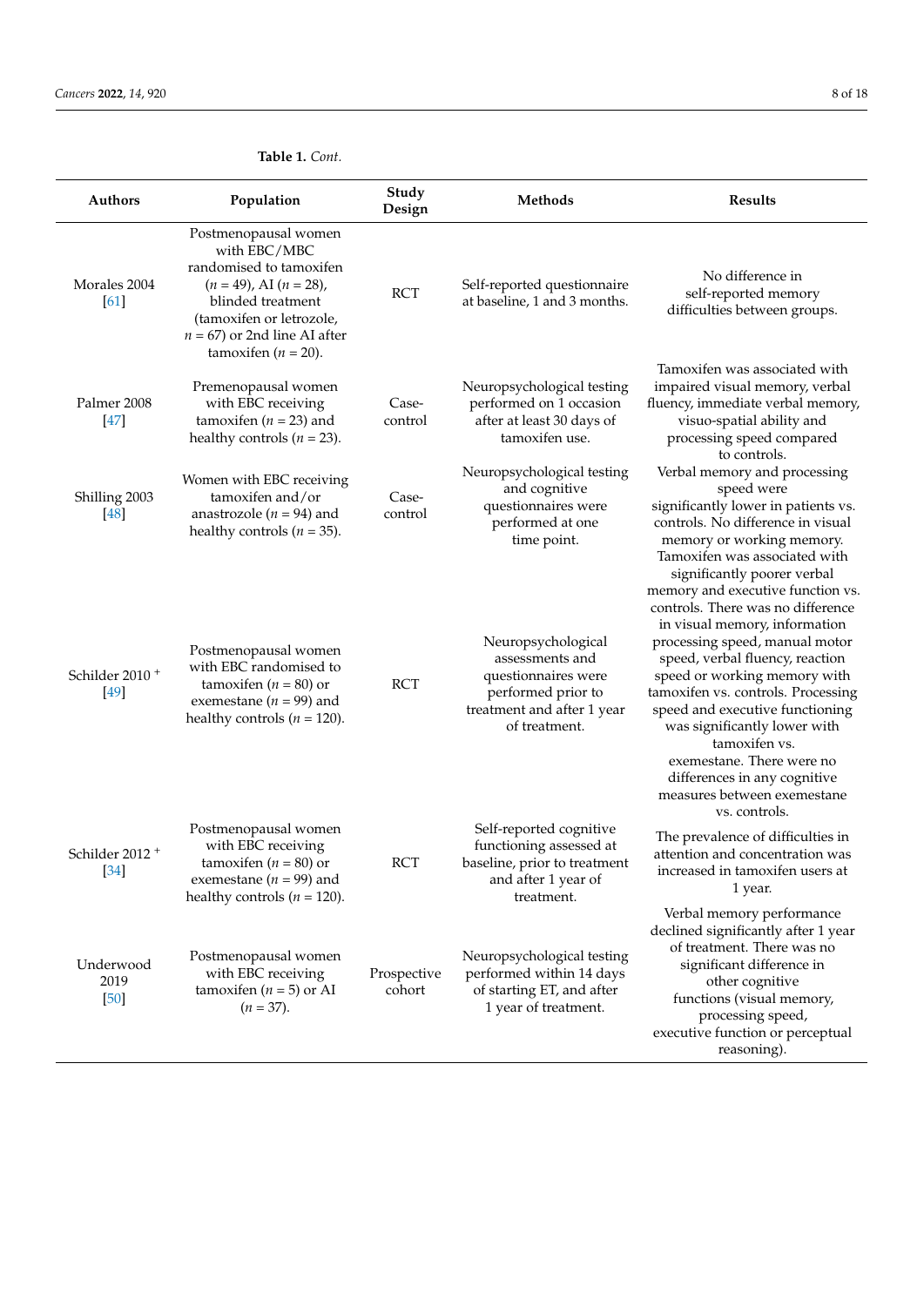**Table 1.** *Cont.*

| Authors | Population | Study Design | Methods | Results |
|---|---|---|---|---|
| Morales 2004 [61] | Postmenopausal women with EBC/MBC randomised to tamoxifen (*n* = 49), AI (*n* = 28), blinded treatment (tamoxifen or letrozole, *n* = 67) or 2nd line AI after tamoxifen (*n* = 20). | RCT | Self-reported questionnaire at baseline, 1 and 3 months. | No difference in self-reported memory difficulties between groups. |
| Palmer 2008 [47] | Premenopausal women with EBC receiving tamoxifen (*n* = 23) and healthy controls (*n* = 23). | Case-control | Neuropsychological testing performed on 1 occasion after at least 30 days of tamoxifen use. | Tamoxifen was associated with impaired visual memory, verbal fluency, immediate verbal memory, visuo-spatial ability and processing speed compared to controls. |
| Shilling 2003 [48] | Women with EBC receiving tamoxifen and/or anastrozole (*n* = 94) and healthy controls (*n* = 35). | Case-control | Neuropsychological testing and cognitive questionnaires were performed at one time point. | Verbal memory and processing speed were significantly lower in patients vs. controls. No difference in visual memory or working memory. |
| Schilder 2010 + [49] | Postmenopausal women with EBC randomised to tamoxifen (*n* = 80) or exemestane (*n* = 99) and healthy controls (*n* = 120). | RCT | Neuropsychological assessments and questionnaires were performed prior to treatment and after 1 year of treatment. | Tamoxifen was associated with significantly poorer verbal memory and executive function vs. controls. There was no difference in visual memory, information processing speed, manual motor speed, verbal fluency, reaction speed or working memory with tamoxifen vs. controls. Processing speed and executive functioning was significantly lower with tamoxifen vs. exemestane. There were no differences in any cognitive measures between exemestane vs. controls. |
| Schilder 2012 + [34] | Postmenopausal women with EBC receiving tamoxifen (*n* = 80) or exemestane (*n* = 99) and healthy controls (*n* = 120). | RCT | Self-reported cognitive functioning assessed at baseline, prior to treatment and after 1 year of treatment. | The prevalence of difficulties in attention and concentration was increased in tamoxifen users at 1 year. |
| Underwood 2019 [50] | Postmenopausal women with EBC receiving tamoxifen (*n* = 5) or AI (*n* = 37). | Prospective cohort | Neuropsychological testing performed within 14 days of starting ET, and after 1 year of treatment. | Verbal memory performance declined significantly after 1 year of treatment. There was no significant difference in other cognitive functions (visual memory, processing speed, executive function or perceptual reasoning). |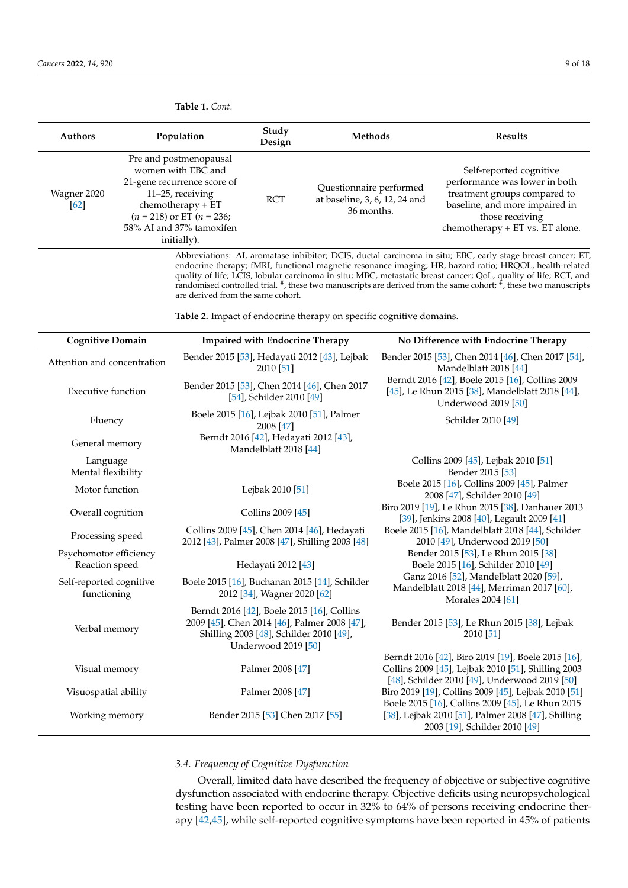**Table 1.** *Cont.*

| Authors | Population | Study Design | Methods | Results |
|---|---|---|---|---|
| Wagner 2020 [62] | Pre and postmenopausal women with EBC and 21-gene recurrence score of 11–25, receiving chemotherapy + ET ($n$ = 218) or ET ($n$ = 236; 58% AI and 37% tamoxifen initially). | RCT | Questionnaire performed at baseline, 3, 6, 12, 24 and 36 months. | Self-reported cognitive performance was lower in both treatment groups compared to baseline, and more impaired in those receiving chemotherapy + ET vs. ET alone. |

Abbreviations: AI, aromatase inhibitor; DCIS, ductal carcinoma in situ; EBC, early stage breast cancer; ET, endocrine therapy; fMRI, functional magnetic resonance imaging; HR, hazard ratio; HRQOL, health-related quality of life; LCIS, lobular carcinoma in situ; MBC, metastatic breast cancer; QoL, quality of life; RCT, and randomised controlled trial. #, these two manuscripts are derived from the same cohort; +, these two manuscripts are derived from the same cohort.

**Table 2.** Impact of endocrine therapy on specific cognitive domains.

| Cognitive Domain | Impaired with Endocrine Therapy | No Difference with Endocrine Therapy |
|---|---|---|
| Attention and concentration | Bender 2015 [53], Hedayati 2012 [43], Lejbak 2010 [51] | Bender 2015 [53], Chen 2014 [46], Chen 2017 [54], Mandelblatt 2018 [44] |
| Executive function | Bender 2015 [53], Chen 2014 [46], Chen 2017 [54], Schilder 2010 [49] | Berndt 2016 [42], Boele 2015 [16], Collins 2009 [45], Le Rhun 2015 [38], Mandelblatt 2018 [44], Underwood 2019 [50] |
| Fluency | Boele 2015 [16], Lejbak 2010 [51], Palmer 2008 [47] | Schilder 2010 [49] |
| General memory | Berndt 2016 [42], Hedayati 2012 [43], Mandelblatt 2018 [44] | |
| Language | | Collins 2009 [45], Lejbak 2010 [51] |
| Mental flexibility | | Bender 2015 [53] |
| Motor function | Lejbak 2010 [51] | Boele 2015 [16], Collins 2009 [45], Palmer 2008 [47], Schilder 2010 [49] |
| Overall cognition | Collins 2009 [45] | Biro 2019 [19], Le Rhun 2015 [38], Danhauer 2013 [39], Jenkins 2008 [40], Legault 2009 [41] |
| Processing speed | Collins 2009 [45], Chen 2014 [46], Hedayati 2012 [43], Palmer 2008 [47], Shilling 2003 [48] | Boele 2015 [16], Mandelblatt 2018 [44], Schilder 2010 [49], Underwood 2019 [50] |
| Psychomotor efficiency | | Bender 2015 [53], Le Rhun 2015 [38] |
| Reaction speed | Hedayati 2012 [43] | Boele 2015 [16], Schilder 2010 [49] |
| Self-reported cognitive functioning | Boele 2015 [16], Buchanan 2015 [14], Schilder 2012 [34], Wagner 2020 [62] | Ganz 2016 [52], Mandelblatt 2020 [59], Mandelblatt 2018 [44], Merriman 2017 [60], Morales 2004 [61] |
| Verbal memory | Berndt 2016 [42], Boele 2015 [16], Collins 2009 [45], Chen 2014 [46], Palmer 2008 [47], Shilling 2003 [48], Schilder 2010 [49], Underwood 2019 [50] | Bender 2015 [53], Le Rhun 2015 [38], Lejbak 2010 [51] |
| Visual memory | Palmer 2008 [47] | Berndt 2016 [42], Biro 2019 [19], Boele 2015 [16], Collins 2009 [45], Lejbak 2010 [51], Shilling 2003 [48], Schilder 2010 [49], Underwood 2019 [50] |
| Visuospatial ability | Palmer 2008 [47] | Biro 2019 [19], Collins 2009 [45], Lejbak 2010 [51] |
| Working memory | Bender 2015 [53] Chen 2017 [55] | Boele 2015 [16], Collins 2009 [45], Le Rhun 2015 [38], Lejbak 2010 [51], Palmer 2008 [47], Shilling 2003 [19], Schilder 2010 [49] |

### 3.4. Frequency of Cognitive Dysfunction

Overall, limited data have described the frequency of objective or subjective cognitive dysfunction associated with endocrine therapy. Objective deficits using neuropsychological testing have been reported to occur in 32% to 64% of persons receiving endocrine therapy [42,45], while self-reported cognitive symptoms have been reported in 45% of patients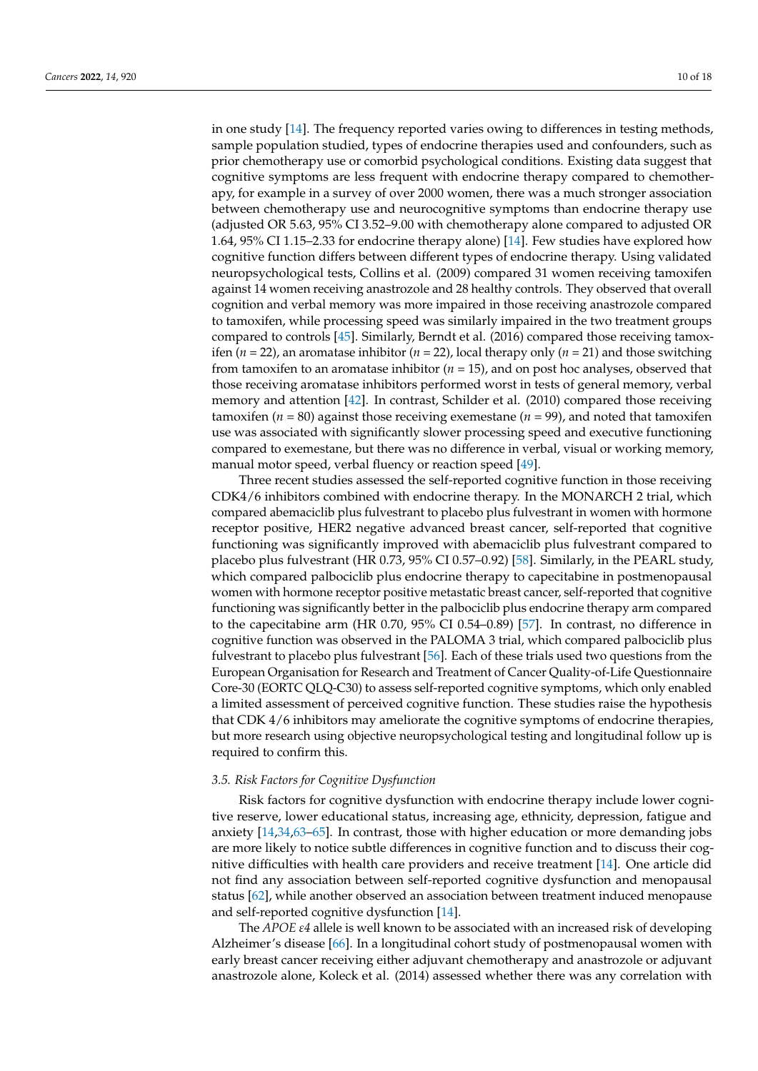in one study [14]. The frequency reported varies owing to differences in testing methods, sample population studied, types of endocrine therapies used and confounders, such as prior chemotherapy use or comorbid psychological conditions. Existing data suggest that cognitive symptoms are less frequent with endocrine therapy compared to chemotherapy, for example in a survey of over 2000 women, there was a much stronger association between chemotherapy use and neurocognitive symptoms than endocrine therapy use (adjusted OR 5.63, 95% CI 3.52–9.00 with chemotherapy alone compared to adjusted OR 1.64, 95% CI 1.15–2.33 for endocrine therapy alone) [14]. Few studies have explored how cognitive function differs between different types of endocrine therapy. Using validated neuropsychological tests, Collins et al. (2009) compared 31 women receiving tamoxifen against 14 women receiving anastrozole and 28 healthy controls. They observed that overall cognition and verbal memory was more impaired in those receiving anastrozole compared to tamoxifen, while processing speed was similarly impaired in the two treatment groups compared to controls [45]. Similarly, Berndt et al. (2016) compared those receiving tamoxifen ($n$ = 22), an aromatase inhibitor ($n$ = 22), local therapy only ($n$ = 21) and those switching from tamoxifen to an aromatase inhibitor ($n$ = 15), and on post hoc analyses, observed that those receiving aromatase inhibitors performed worst in tests of general memory, verbal memory and attention [42]. In contrast, Schilder et al. (2010) compared those receiving tamoxifen ($n$ = 80) against those receiving exemestane ($n$ = 99), and noted that tamoxifen use was associated with significantly slower processing speed and executive functioning compared to exemestane, but there was no difference in verbal, visual or working memory, manual motor speed, verbal fluency or reaction speed [49].

Three recent studies assessed the self-reported cognitive function in those receiving CDK4/6 inhibitors combined with endocrine therapy. In the MONARCH 2 trial, which compared abemaciclib plus fulvestrant to placebo plus fulvestrant in women with hormone receptor positive, HER2 negative advanced breast cancer, self-reported that cognitive functioning was significantly improved with abemaciclib plus fulvestrant compared to placebo plus fulvestrant (HR 0.73, 95% CI 0.57–0.92) [58]. Similarly, in the PEARL study, which compared palbociclib plus endocrine therapy to capecitabine in postmenopausal women with hormone receptor positive metastatic breast cancer, self-reported that cognitive functioning was significantly better in the palbociclib plus endocrine therapy arm compared to the capecitabine arm (HR 0.70, 95% CI 0.54–0.89) [57]. In contrast, no difference in cognitive function was observed in the PALOMA 3 trial, which compared palbociclib plus fulvestrant to placebo plus fulvestrant [56]. Each of these trials used two questions from the European Organisation for Research and Treatment of Cancer Quality-of-Life Questionnaire Core-30 (EORTC QLQ-C30) to assess self-reported cognitive symptoms, which only enabled a limited assessment of perceived cognitive function. These studies raise the hypothesis that CDK 4/6 inhibitors may ameliorate the cognitive symptoms of endocrine therapies, but more research using objective neuropsychological testing and longitudinal follow up is required to confirm this.

### 3.5. Risk Factors for Cognitive Dysfunction

Risk factors for cognitive dysfunction with endocrine therapy include lower cognitive reserve, lower educational status, increasing age, ethnicity, depression, fatigue and anxiety [14,34,63–65]. In contrast, those with higher education or more demanding jobs are more likely to notice subtle differences in cognitive function and to discuss their cognitive difficulties with health care providers and receive treatment [14]. One article did not find any association between self-reported cognitive dysfunction and menopausal status [62], while another observed an association between treatment induced menopause and self-reported cognitive dysfunction [14].

The *APOE ε4* allele is well known to be associated with an increased risk of developing Alzheimer's disease [66]. In a longitudinal cohort study of postmenopausal women with early breast cancer receiving either adjuvant chemotherapy and anastrozole or adjuvant anastrozole alone, Koleck et al. (2014) assessed whether there was any correlation with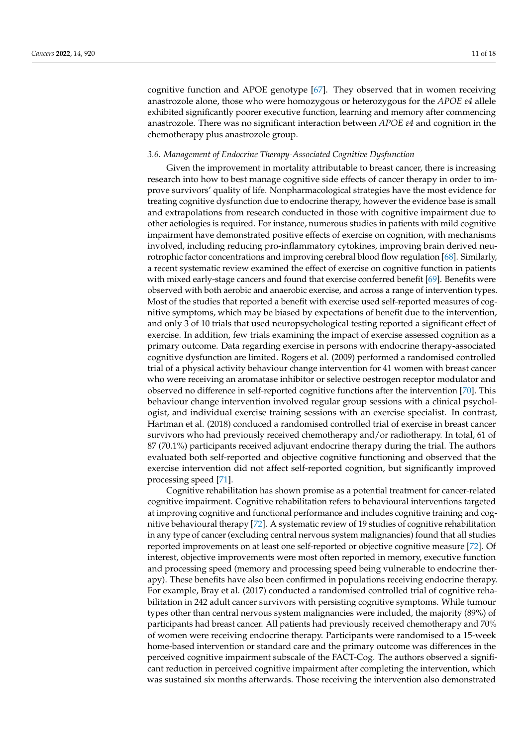cognitive function and APOE genotype [67]. They observed that in women receiving anastrozole alone, those who were homozygous or heterozygous for the *APOE ε4* allele exhibited significantly poorer executive function, learning and memory after commencing anastrozole. There was no significant interaction between *APOE ε4* and cognition in the chemotherapy plus anastrozole group.

### *3.6. Management of Endocrine Therapy-Associated Cognitive Dysfunction*

Given the improvement in mortality attributable to breast cancer, there is increasing research into how to best manage cognitive side effects of cancer therapy in order to improve survivors' quality of life. Nonpharmacological strategies have the most evidence for treating cognitive dysfunction due to endocrine therapy, however the evidence base is small and extrapolations from research conducted in those with cognitive impairment due to other aetiologies is required. For instance, numerous studies in patients with mild cognitive impairment have demonstrated positive effects of exercise on cognition, with mechanisms involved, including reducing pro-inflammatory cytokines, improving brain derived neurotrophic factor concentrations and improving cerebral blood flow regulation [68]. Similarly, a recent systematic review examined the effect of exercise on cognitive function in patients with mixed early-stage cancers and found that exercise conferred benefit [69]. Benefits were observed with both aerobic and anaerobic exercise, and across a range of intervention types. Most of the studies that reported a benefit with exercise used self-reported measures of cognitive symptoms, which may be biased by expectations of benefit due to the intervention, and only 3 of 10 trials that used neuropsychological testing reported a significant effect of exercise. In addition, few trials examining the impact of exercise assessed cognition as a primary outcome. Data regarding exercise in persons with endocrine therapy-associated cognitive dysfunction are limited. Rogers et al. (2009) performed a randomised controlled trial of a physical activity behaviour change intervention for 41 women with breast cancer who were receiving an aromatase inhibitor or selective oestrogen receptor modulator and observed no difference in self-reported cognitive functions after the intervention [70]. This behaviour change intervention involved regular group sessions with a clinical psychologist, and individual exercise training sessions with an exercise specialist. In contrast, Hartman et al. (2018) conduced a randomised controlled trial of exercise in breast cancer survivors who had previously received chemotherapy and/or radiotherapy. In total, 61 of 87 (70.1%) participants received adjuvant endocrine therapy during the trial. The authors evaluated both self-reported and objective cognitive functioning and observed that the exercise intervention did not affect self-reported cognition, but significantly improved processing speed [71].

Cognitive rehabilitation has shown promise as a potential treatment for cancer-related cognitive impairment. Cognitive rehabilitation refers to behavioural interventions targeted at improving cognitive and functional performance and includes cognitive training and cognitive behavioural therapy [72]. A systematic review of 19 studies of cognitive rehabilitation in any type of cancer (excluding central nervous system malignancies) found that all studies reported improvements on at least one self-reported or objective cognitive measure [72]. Of interest, objective improvements were most often reported in memory, executive function and processing speed (memory and processing speed being vulnerable to endocrine therapy). These benefits have also been confirmed in populations receiving endocrine therapy. For example, Bray et al. (2017) conducted a randomised controlled trial of cognitive rehabilitation in 242 adult cancer survivors with persisting cognitive symptoms. While tumour types other than central nervous system malignancies were included, the majority (89%) of participants had breast cancer. All patients had previously received chemotherapy and 70% of women were receiving endocrine therapy. Participants were randomised to a 15-week home-based intervention or standard care and the primary outcome was differences in the perceived cognitive impairment subscale of the FACT-Cog. The authors observed a significant reduction in perceived cognitive impairment after completing the intervention, which was sustained six months afterwards. Those receiving the intervention also demonstrated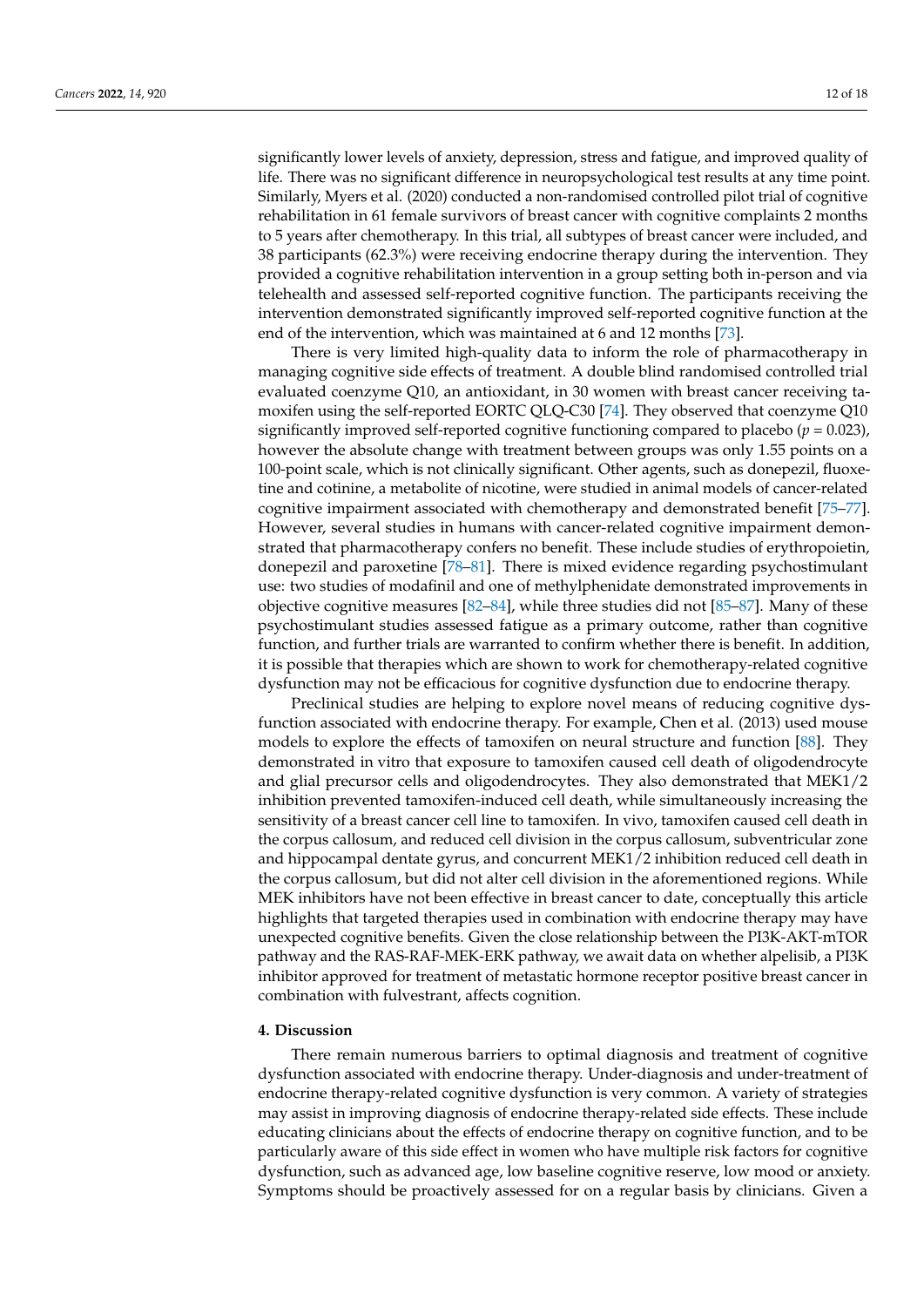significantly lower levels of anxiety, depression, stress and fatigue, and improved quality of life. There was no significant difference in neuropsychological test results at any time point. Similarly, Myers et al. (2020) conducted a non-randomised controlled pilot trial of cognitive rehabilitation in 61 female survivors of breast cancer with cognitive complaints 2 months to 5 years after chemotherapy. In this trial, all subtypes of breast cancer were included, and 38 participants (62.3%) were receiving endocrine therapy during the intervention. They provided a cognitive rehabilitation intervention in a group setting both in-person and via telehealth and assessed self-reported cognitive function. The participants receiving the intervention demonstrated significantly improved self-reported cognitive function at the end of the intervention, which was maintained at 6 and 12 months [73].

There is very limited high-quality data to inform the role of pharmacotherapy in managing cognitive side effects of treatment. A double blind randomised controlled trial evaluated coenzyme Q10, an antioxidant, in 30 women with breast cancer receiving tamoxifen using the self-reported EORTC QLQ-C30 [74]. They observed that coenzyme Q10 significantly improved self-reported cognitive functioning compared to placebo ($p = 0.023$), however the absolute change with treatment between groups was only 1.55 points on a 100-point scale, which is not clinically significant. Other agents, such as donepezil, fluoxetine and cotinine, a metabolite of nicotine, were studied in animal models of cancer-related cognitive impairment associated with chemotherapy and demonstrated benefit [75–77]. However, several studies in humans with cancer-related cognitive impairment demonstrated that pharmacotherapy confers no benefit. These include studies of erythropoietin, donepezil and paroxetine [78–81]. There is mixed evidence regarding psychostimulant use: two studies of modafinil and one of methylphenidate demonstrated improvements in objective cognitive measures [82–84], while three studies did not [85–87]. Many of these psychostimulant studies assessed fatigue as a primary outcome, rather than cognitive function, and further trials are warranted to confirm whether there is benefit. In addition, it is possible that therapies which are shown to work for chemotherapy-related cognitive dysfunction may not be efficacious for cognitive dysfunction due to endocrine therapy.

Preclinical studies are helping to explore novel means of reducing cognitive dysfunction associated with endocrine therapy. For example, Chen et al. (2013) used mouse models to explore the effects of tamoxifen on neural structure and function [88]. They demonstrated in vitro that exposure to tamoxifen caused cell death of oligodendrocyte and glial precursor cells and oligodendrocytes. They also demonstrated that MEK1/2 inhibition prevented tamoxifen-induced cell death, while simultaneously increasing the sensitivity of a breast cancer cell line to tamoxifen. In vivo, tamoxifen caused cell death in the corpus callosum, and reduced cell division in the corpus callosum, subventricular zone and hippocampal dentate gyrus, and concurrent MEK1/2 inhibition reduced cell death in the corpus callosum, but did not alter cell division in the aforementioned regions. While MEK inhibitors have not been effective in breast cancer to date, conceptually this article highlights that targeted therapies used in combination with endocrine therapy may have unexpected cognitive benefits. Given the close relationship between the PI3K-AKT-mTOR pathway and the RAS-RAF-MEK-ERK pathway, we await data on whether alpelisib, a PI3K inhibitor approved for treatment of metastatic hormone receptor positive breast cancer in combination with fulvestrant, affects cognition.

## 4. Discussion

There remain numerous barriers to optimal diagnosis and treatment of cognitive dysfunction associated with endocrine therapy. Under-diagnosis and under-treatment of endocrine therapy-related cognitive dysfunction is very common. A variety of strategies may assist in improving diagnosis of endocrine therapy-related side effects. These include educating clinicians about the effects of endocrine therapy on cognitive function, and to be particularly aware of this side effect in women who have multiple risk factors for cognitive dysfunction, such as advanced age, low baseline cognitive reserve, low mood or anxiety. Symptoms should be proactively assessed for on a regular basis by clinicians. Given a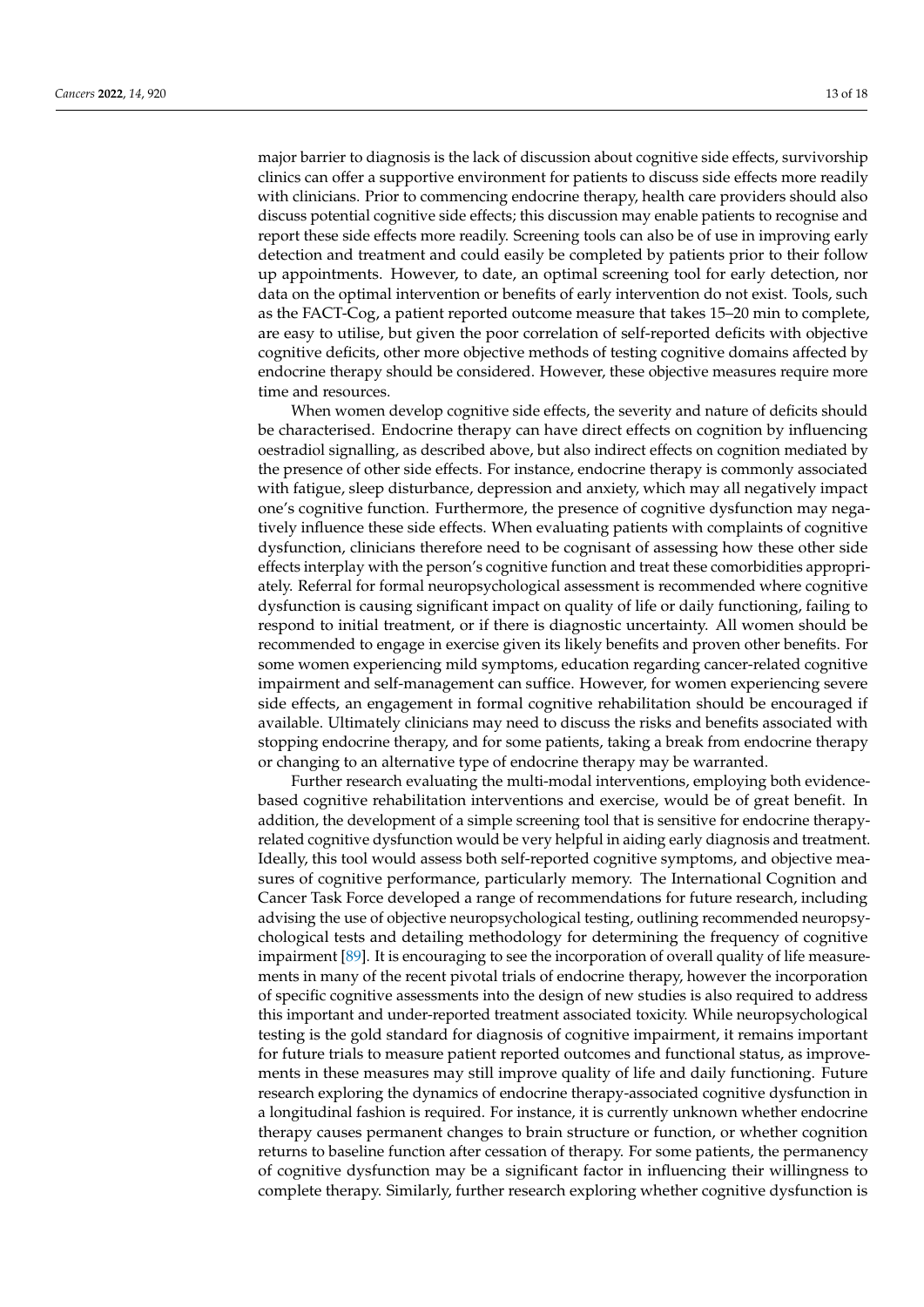major barrier to diagnosis is the lack of discussion about cognitive side effects, survivorship clinics can offer a supportive environment for patients to discuss side effects more readily with clinicians. Prior to commencing endocrine therapy, health care providers should also discuss potential cognitive side effects; this discussion may enable patients to recognise and report these side effects more readily. Screening tools can also be of use in improving early detection and treatment and could easily be completed by patients prior to their follow up appointments. However, to date, an optimal screening tool for early detection, nor data on the optimal intervention or benefits of early intervention do not exist. Tools, such as the FACT-Cog, a patient reported outcome measure that takes 15–20 min to complete, are easy to utilise, but given the poor correlation of self-reported deficits with objective cognitive deficits, other more objective methods of testing cognitive domains affected by endocrine therapy should be considered. However, these objective measures require more time and resources.

When women develop cognitive side effects, the severity and nature of deficits should be characterised. Endocrine therapy can have direct effects on cognition by influencing oestradiol signalling, as described above, but also indirect effects on cognition mediated by the presence of other side effects. For instance, endocrine therapy is commonly associated with fatigue, sleep disturbance, depression and anxiety, which may all negatively impact one's cognitive function. Furthermore, the presence of cognitive dysfunction may negatively influence these side effects. When evaluating patients with complaints of cognitive dysfunction, clinicians therefore need to be cognisant of assessing how these other side effects interplay with the person's cognitive function and treat these comorbidities appropriately. Referral for formal neuropsychological assessment is recommended where cognitive dysfunction is causing significant impact on quality of life or daily functioning, failing to respond to initial treatment, or if there is diagnostic uncertainty. All women should be recommended to engage in exercise given its likely benefits and proven other benefits. For some women experiencing mild symptoms, education regarding cancer-related cognitive impairment and self-management can suffice. However, for women experiencing severe side effects, an engagement in formal cognitive rehabilitation should be encouraged if available. Ultimately clinicians may need to discuss the risks and benefits associated with stopping endocrine therapy, and for some patients, taking a break from endocrine therapy or changing to an alternative type of endocrine therapy may be warranted.

Further research evaluating the multi-modal interventions, employing both evidence-based cognitive rehabilitation interventions and exercise, would be of great benefit. In addition, the development of a simple screening tool that is sensitive for endocrine therapy-related cognitive dysfunction would be very helpful in aiding early diagnosis and treatment. Ideally, this tool would assess both self-reported cognitive symptoms, and objective measures of cognitive performance, particularly memory. The International Cognition and Cancer Task Force developed a range of recommendations for future research, including advising the use of objective neuropsychological testing, outlining recommended neuropsychological tests and detailing methodology for determining the frequency of cognitive impairment [89]. It is encouraging to see the incorporation of overall quality of life measurements in many of the recent pivotal trials of endocrine therapy, however the incorporation of specific cognitive assessments into the design of new studies is also required to address this important and under-reported treatment associated toxicity. While neuropsychological testing is the gold standard for diagnosis of cognitive impairment, it remains important for future trials to measure patient reported outcomes and functional status, as improvements in these measures may still improve quality of life and daily functioning. Future research exploring the dynamics of endocrine therapy-associated cognitive dysfunction in a longitudinal fashion is required. For instance, it is currently unknown whether endocrine therapy causes permanent changes to brain structure or function, or whether cognition returns to baseline function after cessation of therapy. For some patients, the permanency of cognitive dysfunction may be a significant factor in influencing their willingness to complete therapy. Similarly, further research exploring whether cognitive dysfunction is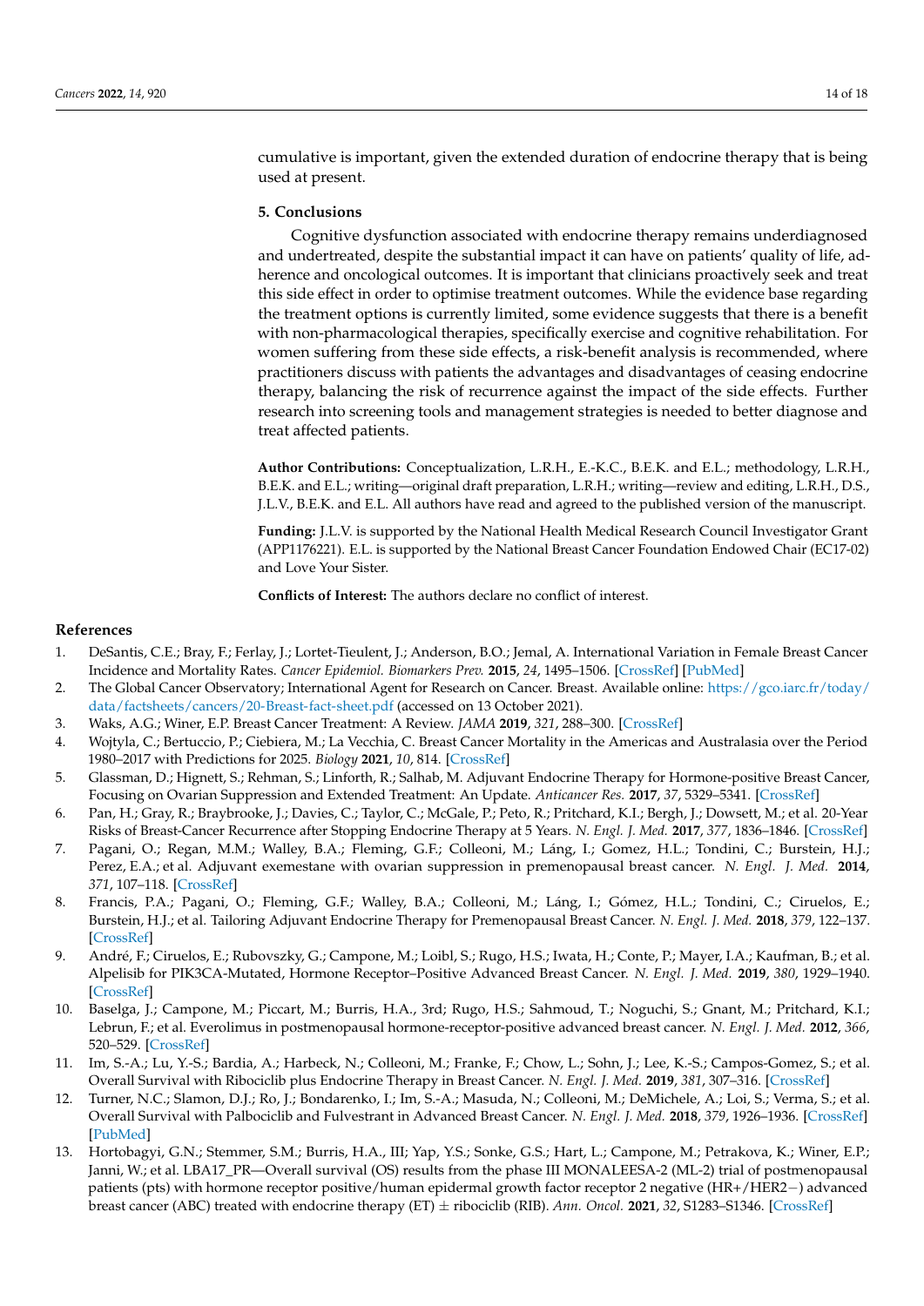cumulative is important, given the extended duration of endocrine therapy that is being used at present.

## 5. Conclusions

Cognitive dysfunction associated with endocrine therapy remains underdiagnosed and undertreated, despite the substantial impact it can have on patients' quality of life, adherence and oncological outcomes. It is important that clinicians proactively seek and treat this side effect in order to optimise treatment outcomes. While the evidence base regarding the treatment options is currently limited, some evidence suggests that there is a benefit with non-pharmacological therapies, specifically exercise and cognitive rehabilitation. For women suffering from these side effects, a risk-benefit analysis is recommended, where practitioners discuss with patients the advantages and disadvantages of ceasing endocrine therapy, balancing the risk of recurrence against the impact of the side effects. Further research into screening tools and management strategies is needed to better diagnose and treat affected patients.

**Author Contributions:** Conceptualization, L.R.H., E.-K.C., B.E.K. and E.L.; methodology, L.R.H., B.E.K. and E.L.; writing—original draft preparation, L.R.H.; writing—review and editing, L.R.H., D.S., J.L.V., B.E.K. and E.L. All authors have read and agreed to the published version of the manuscript.

**Funding:** J.L.V. is supported by the National Health Medical Research Council Investigator Grant (APP1176221). E.L. is supported by the National Breast Cancer Foundation Endowed Chair (EC17-02) and Love Your Sister.

**Conflicts of Interest:** The authors declare no conflict of interest.

## References

1. DeSantis, C.E.; Bray, F.; Ferlay, J.; Lortet-Tieulent, J.; Anderson, B.O.; Jemal, A. International Variation in Female Breast Cancer Incidence and Mortality Rates. *Cancer Epidemiol. Biomarkers Prev.* **2015**, *24*, 1495–1506. [CrossRef] [PubMed]
2. The Global Cancer Observatory; International Agent for Research on Cancer. Breast. Available online: https://gco.iarc.fr/today/data/factsheets/cancers/20-Breast-fact-sheet.pdf (accessed on 13 October 2021).
3. Waks, A.G.; Winer, E.P. Breast Cancer Treatment: A Review. *JAMA* **2019**, *321*, 288–300. [CrossRef]
4. Wojtyla, C.; Bertuccio, P.; Ciebiera, M.; La Vecchia, C. Breast Cancer Mortality in the Americas and Australasia over the Period 1980–2017 with Predictions for 2025. *Biology* **2021**, *10*, 814. [CrossRef]
5. Glassman, D.; Hignett, S.; Rehman, S.; Linforth, R.; Salhab, M. Adjuvant Endocrine Therapy for Hormone-positive Breast Cancer, Focusing on Ovarian Suppression and Extended Treatment: An Update. *Anticancer Res.* **2017**, *37*, 5329–5341. [CrossRef]
6. Pan, H.; Gray, R.; Braybrooke, J.; Davies, C.; Taylor, C.; McGale, P.; Peto, R.; Pritchard, K.I.; Bergh, J.; Dowsett, M.; et al. 20-Year Risks of Breast-Cancer Recurrence after Stopping Endocrine Therapy at 5 Years. *N. Engl. J. Med.* **2017**, *377*, 1836–1846. [CrossRef]
7. Pagani, O.; Regan, M.M.; Walley, B.A.; Fleming, G.F.; Colleoni, M.; Láng, I.; Gomez, H.L.; Tondini, C.; Burstein, H.J.; Perez, E.A.; et al. Adjuvant exemestane with ovarian suppression in premenopausal breast cancer. *N. Engl. J. Med.* **2014**, *371*, 107–118. [CrossRef]
8. Francis, P.A.; Pagani, O.; Fleming, G.F.; Walley, B.A.; Colleoni, M.; Láng, I.; Gómez, H.L.; Tondini, C.; Ciruelos, E.; Burstein, H.J.; et al. Tailoring Adjuvant Endocrine Therapy for Premenopausal Breast Cancer. *N. Engl. J. Med.* **2018**, *379*, 122–137. [CrossRef]
9. André, F.; Ciruelos, E.; Rubovszky, G.; Campone, M.; Loibl, S.; Rugo, H.S.; Iwata, H.; Conte, P.; Mayer, I.A.; Kaufman, B.; et al. Alpelisib for PIK3CA-Mutated, Hormone Receptor–Positive Advanced Breast Cancer. *N. Engl. J. Med.* **2019**, *380*, 1929–1940. [CrossRef]
10. Baselga, J.; Campone, M.; Piccart, M.; Burris, H.A., 3rd; Rugo, H.S.; Sahmoud, T.; Noguchi, S.; Gnant, M.; Pritchard, K.I.; Lebrun, F.; et al. Everolimus in postmenopausal hormone-receptor-positive advanced breast cancer. *N. Engl. J. Med.* **2012**, *366*, 520–529. [CrossRef]
11. Im, S.-A.; Lu, Y.-S.; Bardia, A.; Harbeck, N.; Colleoni, M.; Franke, F.; Chow, L.; Sohn, J.; Lee, K.-S.; Campos-Gomez, S.; et al. Overall Survival with Ribociclib plus Endocrine Therapy in Breast Cancer. *N. Engl. J. Med.* **2019**, *381*, 307–316. [CrossRef]
12. Turner, N.C.; Slamon, D.J.; Ro, J.; Bondarenko, I.; Im, S.-A.; Masuda, N.; Colleoni, M.; DeMichele, A.; Loi, S.; Verma, S.; et al. Overall Survival with Palbociclib and Fulvestrant in Advanced Breast Cancer. *N. Engl. J. Med.* **2018**, *379*, 1926–1936. [CrossRef] [PubMed]
13. Hortobagyi, G.N.; Stemmer, S.M.; Burris, H.A., III; Yap, Y.S.; Sonke, G.S.; Hart, L.; Campone, M.; Petrakova, K.; Winer, E.P.; Janni, W.; et al. LBA17_PR—Overall survival (OS) results from the phase III MONALEESA-2 (ML-2) trial of postmenopausal patients (pts) with hormone receptor positive/human epidermal growth factor receptor 2 negative (HR+/HER2−) advanced breast cancer (ABC) treated with endocrine therapy (ET) ± ribociclib (RIB). *Ann. Oncol.* **2021**, *32*, S1283–S1346. [CrossRef]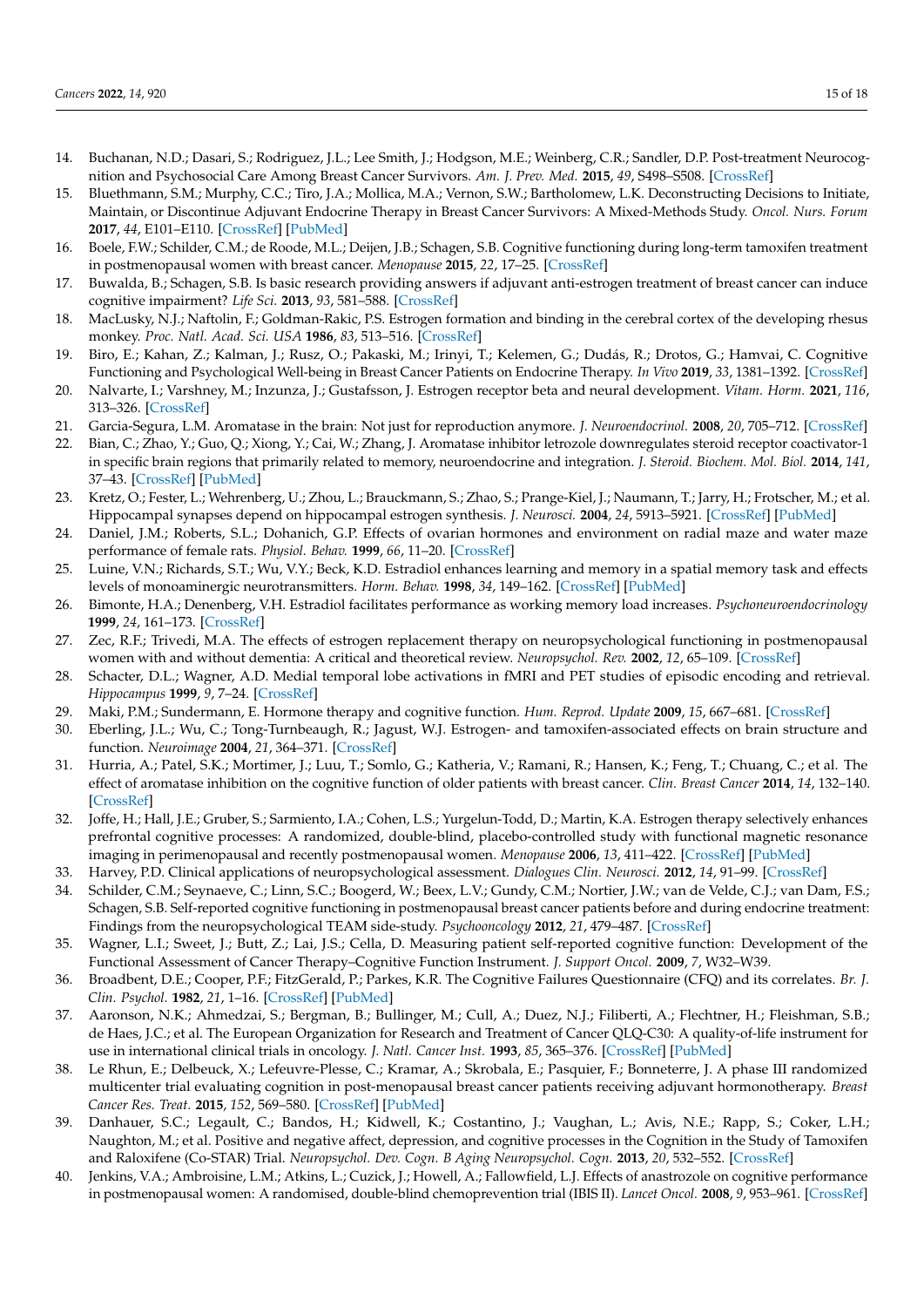14. Buchanan, N.D.; Dasari, S.; Rodriguez, J.L.; Lee Smith, J.; Hodgson, M.E.; Weinberg, C.R.; Sandler, D.P. Post-treatment Neurocognition and Psychosocial Care Among Breast Cancer Survivors. *Am. J. Prev. Med.* **2015**, *49*, S498–S508. [CrossRef]
15. Bluethmann, S.M.; Murphy, C.C.; Tiro, J.A.; Mollica, M.A.; Vernon, S.W.; Bartholomew, L.K. Deconstructing Decisions to Initiate, Maintain, or Discontinue Adjuvant Endocrine Therapy in Breast Cancer Survivors: A Mixed-Methods Study. *Oncol. Nurs. Forum* **2017**, *44*, E101–E110. [CrossRef] [PubMed]
16. Boele, F.W.; Schilder, C.M.; de Roode, M.L.; Deijen, J.B.; Schagen, S.B. Cognitive functioning during long-term tamoxifen treatment in postmenopausal women with breast cancer. *Menopause* **2015**, *22*, 17–25. [CrossRef]
17. Buwalda, B.; Schagen, S.B. Is basic research providing answers if adjuvant anti-estrogen treatment of breast cancer can induce cognitive impairment? *Life Sci.* **2013**, *93*, 581–588. [CrossRef]
18. MacLusky, N.J.; Naftolin, F.; Goldman-Rakic, P.S. Estrogen formation and binding in the cerebral cortex of the developing rhesus monkey. *Proc. Natl. Acad. Sci. USA* **1986**, *83*, 513–516. [CrossRef]
19. Biro, E.; Kahan, Z.; Kalman, J.; Rusz, O.; Pakaski, M.; Irinyi, T.; Kelemen, G.; Dudás, R.; Drotos, G.; Hamvai, C. Cognitive Functioning and Psychological Well-being in Breast Cancer Patients on Endocrine Therapy. *In Vivo* **2019**, *33*, 1381–1392. [CrossRef]
20. Nalvarte, I.; Varshney, M.; Inzunza, J.; Gustafsson, J. Estrogen receptor beta and neural development. *Vitam. Horm.* **2021**, *116*, 313–326. [CrossRef]
21. Garcia-Segura, L.M. Aromatase in the brain: Not just for reproduction anymore. *J. Neuroendocrinol.* **2008**, *20*, 705–712. [CrossRef]
22. Bian, C.; Zhao, Y.; Guo, Q.; Xiong, Y.; Cai, W.; Zhang, J. Aromatase inhibitor letrozole downregulates steroid receptor coactivator-1 in specific brain regions that primarily related to memory, neuroendocrine and integration. *J. Steroid. Biochem. Mol. Biol.* **2014**, *141*, 37–43. [CrossRef] [PubMed]
23. Kretz, O.; Fester, L.; Wehrenberg, U.; Zhou, L.; Brauckmann, S.; Zhao, S.; Prange-Kiel, J.; Naumann, T.; Jarry, H.; Frotscher, M.; et al. Hippocampal synapses depend on hippocampal estrogen synthesis. *J. Neurosci.* **2004**, *24*, 5913–5921. [CrossRef] [PubMed]
24. Daniel, J.M.; Roberts, S.L.; Dohanich, G.P. Effects of ovarian hormones and environment on radial maze and water maze performance of female rats. *Physiol. Behav.* **1999**, *66*, 11–20. [CrossRef]
25. Luine, V.N.; Richards, S.T.; Wu, V.Y.; Beck, K.D. Estradiol enhances learning and memory in a spatial memory task and effects levels of monoaminergic neurotransmitters. *Horm. Behav.* **1998**, *34*, 149–162. [CrossRef] [PubMed]
26. Bimonte, H.A.; Denenberg, V.H. Estradiol facilitates performance as working memory load increases. *Psychoneuroendocrinology* **1999**, *24*, 161–173. [CrossRef]
27. Zec, R.F.; Trivedi, M.A. The effects of estrogen replacement therapy on neuropsychological functioning in postmenopausal women with and without dementia: A critical and theoretical review. *Neuropsychol. Rev.* **2002**, *12*, 65–109. [CrossRef]
28. Schacter, D.L.; Wagner, A.D. Medial temporal lobe activations in fMRI and PET studies of episodic encoding and retrieval. *Hippocampus* **1999**, *9*, 7–24. [CrossRef]
29. Maki, P.M.; Sundermann, E. Hormone therapy and cognitive function. *Hum. Reprod. Update* **2009**, *15*, 667–681. [CrossRef]
30. Eberling, J.L.; Wu, C.; Tong-Turnbeaugh, R.; Jagust, W.J. Estrogen- and tamoxifen-associated effects on brain structure and function. *Neuroimage* **2004**, *21*, 364–371. [CrossRef]
31. Hurria, A.; Patel, S.K.; Mortimer, J.; Luu, T.; Somlo, G.; Katheria, V.; Ramani, R.; Hansen, K.; Feng, T.; Chuang, C.; et al. The effect of aromatase inhibition on the cognitive function of older patients with breast cancer. *Clin. Breast Cancer* **2014**, *14*, 132–140. [CrossRef]
32. Joffe, H.; Hall, J.E.; Gruber, S.; Sarmiento, I.A.; Cohen, L.S.; Yurgelun-Todd, D.; Martin, K.A. Estrogen therapy selectively enhances prefrontal cognitive processes: A randomized, double-blind, placebo-controlled study with functional magnetic resonance imaging in perimenopausal and recently postmenopausal women. *Menopause* **2006**, *13*, 411–422. [CrossRef] [PubMed]
33. Harvey, P.D. Clinical applications of neuropsychological assessment. *Dialogues Clin. Neurosci.* **2012**, *14*, 91–99. [CrossRef]
34. Schilder, C.M.; Seynaeve, C.; Linn, S.C.; Boogerd, W.; Beex, L.V.; Gundy, C.M.; Nortier, J.W.; van de Velde, C.J.; van Dam, F.S.; Schagen, S.B. Self-reported cognitive functioning in postmenopausal breast cancer patients before and during endocrine treatment: Findings from the neuropsychological TEAM side-study. *Psychooncology* **2012**, *21*, 479–487. [CrossRef]
35. Wagner, L.I.; Sweet, J.; Butt, Z.; Lai, J.S.; Cella, D. Measuring patient self-reported cognitive function: Development of the Functional Assessment of Cancer Therapy–Cognitive Function Instrument. *J. Support Oncol.* **2009**, *7*, W32–W39.
36. Broadbent, D.E.; Cooper, P.F.; FitzGerald, P.; Parkes, K.R. The Cognitive Failures Questionnaire (CFQ) and its correlates. *Br. J. Clin. Psychol.* **1982**, *21*, 1–16. [CrossRef] [PubMed]
37. Aaronson, N.K.; Ahmedzai, S.; Bergman, B.; Bullinger, M.; Cull, A.; Duez, N.J.; Filiberti, A.; Flechtner, H.; Fleishman, S.B.; de Haes, J.C.; et al. The European Organization for Research and Treatment of Cancer QLQ-C30: A quality-of-life instrument for use in international clinical trials in oncology. *J. Natl. Cancer Inst.* **1993**, *85*, 365–376. [CrossRef] [PubMed]
38. Le Rhun, E.; Delbeuck, X.; Lefeuvre-Plesse, C.; Kramar, A.; Skrobala, E.; Pasquier, F.; Bonneterre, J. A phase III randomized multicenter trial evaluating cognition in post-menopausal breast cancer patients receiving adjuvant hormonotherapy. *Breast Cancer Res. Treat.* **2015**, *152*, 569–580. [CrossRef] [PubMed]
39. Danhauer, S.C.; Legault, C.; Bandos, H.; Kidwell, K.; Costantino, J.; Vaughan, L.; Avis, N.E.; Rapp, S.; Coker, L.H.; Naughton, M.; et al. Positive and negative affect, depression, and cognitive processes in the Cognition in the Study of Tamoxifen and Raloxifene (Co-STAR) Trial. *Neuropsychol. Dev. Cogn. B Aging Neuropsychol. Cogn.* **2013**, *20*, 532–552. [CrossRef]
40. Jenkins, V.A.; Ambroisine, L.M.; Atkins, L.; Cuzick, J.; Howell, A.; Fallowfield, L.J. Effects of anastrozole on cognitive performance in postmenopausal women: A randomised, double-blind chemoprevention trial (IBIS II). *Lancet Oncol.* **2008**, *9*, 953–961. [CrossRef]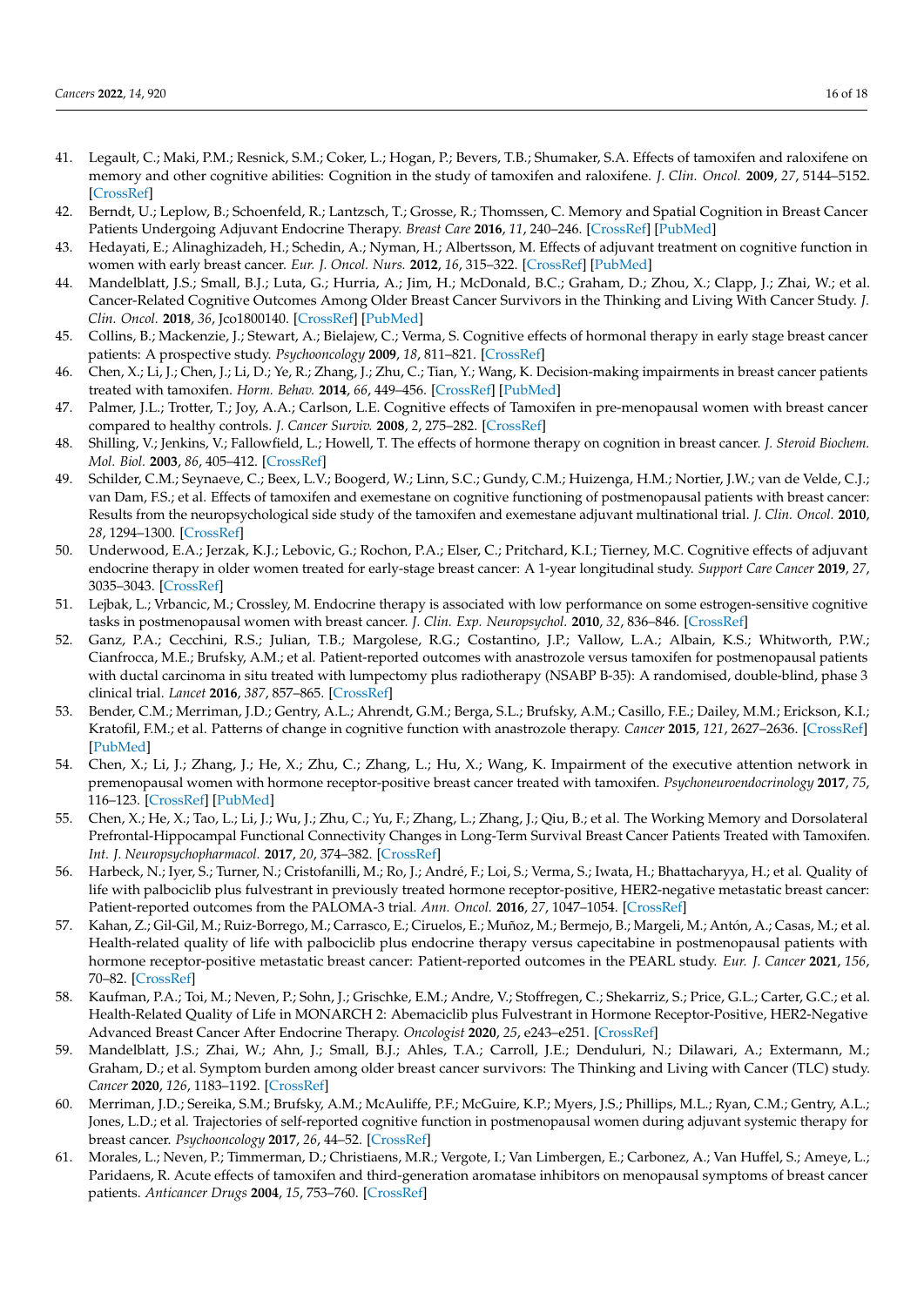41. Legault, C.; Maki, P.M.; Resnick, S.M.; Coker, L.; Hogan, P.; Bevers, T.B.; Shumaker, S.A. Effects of tamoxifen and raloxifene on memory and other cognitive abilities: Cognition in the study of tamoxifen and raloxifene. *J. Clin. Oncol.* **2009**, *27*, 5144–5152. [CrossRef]
42. Berndt, U.; Leplow, B.; Schoenfeld, R.; Lantzsch, T.; Grosse, R.; Thomssen, C. Memory and Spatial Cognition in Breast Cancer Patients Undergoing Adjuvant Endocrine Therapy. *Breast Care* **2016**, *11*, 240–246. [CrossRef] [PubMed]
43. Hedayati, E.; Alinaghizadeh, H.; Schedin, A.; Nyman, H.; Albertsson, M. Effects of adjuvant treatment on cognitive function in women with early breast cancer. *Eur. J. Oncol. Nurs.* **2012**, *16*, 315–322. [CrossRef] [PubMed]
44. Mandelblatt, J.S.; Small, B.J.; Luta, G.; Hurria, A.; Jim, H.; McDonald, B.C.; Graham, D.; Zhou, X.; Clapp, J.; Zhai, W.; et al. Cancer-Related Cognitive Outcomes Among Older Breast Cancer Survivors in the Thinking and Living With Cancer Study. *J. Clin. Oncol.* **2018**, *36*, Jco1800140. [CrossRef] [PubMed]
45. Collins, B.; Mackenzie, J.; Stewart, A.; Bielajew, C.; Verma, S. Cognitive effects of hormonal therapy in early stage breast cancer patients: A prospective study. *Psychooncology* **2009**, *18*, 811–821. [CrossRef]
46. Chen, X.; Li, J.; Chen, J.; Li, D.; Ye, R.; Zhang, J.; Zhu, C.; Tian, Y.; Wang, K. Decision-making impairments in breast cancer patients treated with tamoxifen. *Horm. Behav.* **2014**, *66*, 449–456. [CrossRef] [PubMed]
47. Palmer, J.L.; Trotter, T.; Joy, A.A.; Carlson, L.E. Cognitive effects of Tamoxifen in pre-menopausal women with breast cancer compared to healthy controls. *J. Cancer Surviv.* **2008**, *2*, 275–282. [CrossRef]
48. Shilling, V.; Jenkins, V.; Fallowfield, L.; Howell, T. The effects of hormone therapy on cognition in breast cancer. *J. Steroid Biochem. Mol. Biol.* **2003**, *86*, 405–412. [CrossRef]
49. Schilder, C.M.; Seynaeve, C.; Beex, L.V.; Boogerd, W.; Linn, S.C.; Gundy, C.M.; Huizenga, H.M.; Nortier, J.W.; van de Velde, C.J.; van Dam, F.S.; et al. Effects of tamoxifen and exemestane on cognitive functioning of postmenopausal patients with breast cancer: Results from the neuropsychological side study of the tamoxifen and exemestane adjuvant multinational trial. *J. Clin. Oncol.* **2010**, *28*, 1294–1300. [CrossRef]
50. Underwood, E.A.; Jerzak, K.J.; Lebovic, G.; Rochon, P.A.; Elser, C.; Pritchard, K.I.; Tierney, M.C. Cognitive effects of adjuvant endocrine therapy in older women treated for early-stage breast cancer: A 1-year longitudinal study. *Support Care Cancer* **2019**, *27*, 3035–3043. [CrossRef]
51. Lejbak, L.; Vrbancic, M.; Crossley, M. Endocrine therapy is associated with low performance on some estrogen-sensitive cognitive tasks in postmenopausal women with breast cancer. *J. Clin. Exp. Neuropsychol.* **2010**, *32*, 836–846. [CrossRef]
52. Ganz, P.A.; Cecchini, R.S.; Julian, T.B.; Margolese, R.G.; Costantino, J.P.; Vallow, L.A.; Albain, K.S.; Whitworth, P.W.; Cianfrocca, M.E.; Brufsky, A.M.; et al. Patient-reported outcomes with anastrozole versus tamoxifen for postmenopausal patients with ductal carcinoma in situ treated with lumpectomy plus radiotherapy (NSABP B-35): A randomised, double-blind, phase 3 clinical trial. *Lancet* **2016**, *387*, 857–865. [CrossRef]
53. Bender, C.M.; Merriman, J.D.; Gentry, A.L.; Ahrendt, G.M.; Berga, S.L.; Brufsky, A.M.; Casillo, F.E.; Dailey, M.M.; Erickson, K.I.; Kratofil, F.M.; et al. Patterns of change in cognitive function with anastrozole therapy. *Cancer* **2015**, *121*, 2627–2636. [CrossRef] [PubMed]
54. Chen, X.; Li, J.; Zhang, J.; He, X.; Zhu, C.; Zhang, L.; Hu, X.; Wang, K. Impairment of the executive attention network in premenopausal women with hormone receptor-positive breast cancer treated with tamoxifen. *Psychoneuroendocrinology* **2017**, *75*, 116–123. [CrossRef] [PubMed]
55. Chen, X.; He, X.; Tao, L.; Li, J.; Wu, J.; Zhu, C.; Yu, F.; Zhang, L.; Zhang, J.; Qiu, B.; et al. The Working Memory and Dorsolateral Prefrontal-Hippocampal Functional Connectivity Changes in Long-Term Survival Breast Cancer Patients Treated with Tamoxifen. *Int. J. Neuropsychopharmacol.* **2017**, *20*, 374–382. [CrossRef]
56. Harbeck, N.; Iyer, S.; Turner, N.; Cristofanilli, M.; Ro, J.; André, F.; Loi, S.; Verma, S.; Iwata, H.; Bhattacharyya, H.; et al. Quality of life with palbociclib plus fulvestrant in previously treated hormone receptor-positive, HER2-negative metastatic breast cancer: Patient-reported outcomes from the PALOMA-3 trial. *Ann. Oncol.* **2016**, *27*, 1047–1054. [CrossRef]
57. Kahan, Z.; Gil-Gil, M.; Ruiz-Borrego, M.; Carrasco, E.; Ciruelos, E.; Muñoz, M.; Bermejo, B.; Margeli, M.; Antón, A.; Casas, M.; et al. Health-related quality of life with palbociclib plus endocrine therapy versus capecitabine in postmenopausal patients with hormone receptor-positive metastatic breast cancer: Patient-reported outcomes in the PEARL study. *Eur. J. Cancer* **2021**, *156*, 70–82. [CrossRef]
58. Kaufman, P.A.; Toi, M.; Neven, P.; Sohn, J.; Grischke, E.M.; Andre, V.; Stoffregen, C.; Shekarriz, S.; Price, G.L.; Carter, G.C.; et al. Health-Related Quality of Life in MONARCH 2: Abemaciclib plus Fulvestrant in Hormone Receptor-Positive, HER2-Negative Advanced Breast Cancer After Endocrine Therapy. *Oncologist* **2020**, *25*, e243–e251. [CrossRef]
59. Mandelblatt, J.S.; Zhai, W.; Ahn, J.; Small, B.J.; Ahles, T.A.; Carroll, J.E.; Denduluri, N.; Dilawari, A.; Extermann, M.; Graham, D.; et al. Symptom burden among older breast cancer survivors: The Thinking and Living with Cancer (TLC) study. *Cancer* **2020**, *126*, 1183–1192. [CrossRef]
60. Merriman, J.D.; Sereika, S.M.; Brufsky, A.M.; McAuliffe, P.F.; McGuire, K.P.; Myers, J.S.; Phillips, M.L.; Ryan, C.M.; Gentry, A.L.; Jones, L.D.; et al. Trajectories of self-reported cognitive function in postmenopausal women during adjuvant systemic therapy for breast cancer. *Psychooncology* **2017**, *26*, 44–52. [CrossRef]
61. Morales, L.; Neven, P.; Timmerman, D.; Christiaens, M.R.; Vergote, I.; Van Limbergen, E.; Carbonez, A.; Van Huffel, S.; Ameye, L.; Paridaens, R. Acute effects of tamoxifen and third-generation aromatase inhibitors on menopausal symptoms of breast cancer patients. *Anticancer Drugs* **2004**, *15*, 753–760. [CrossRef]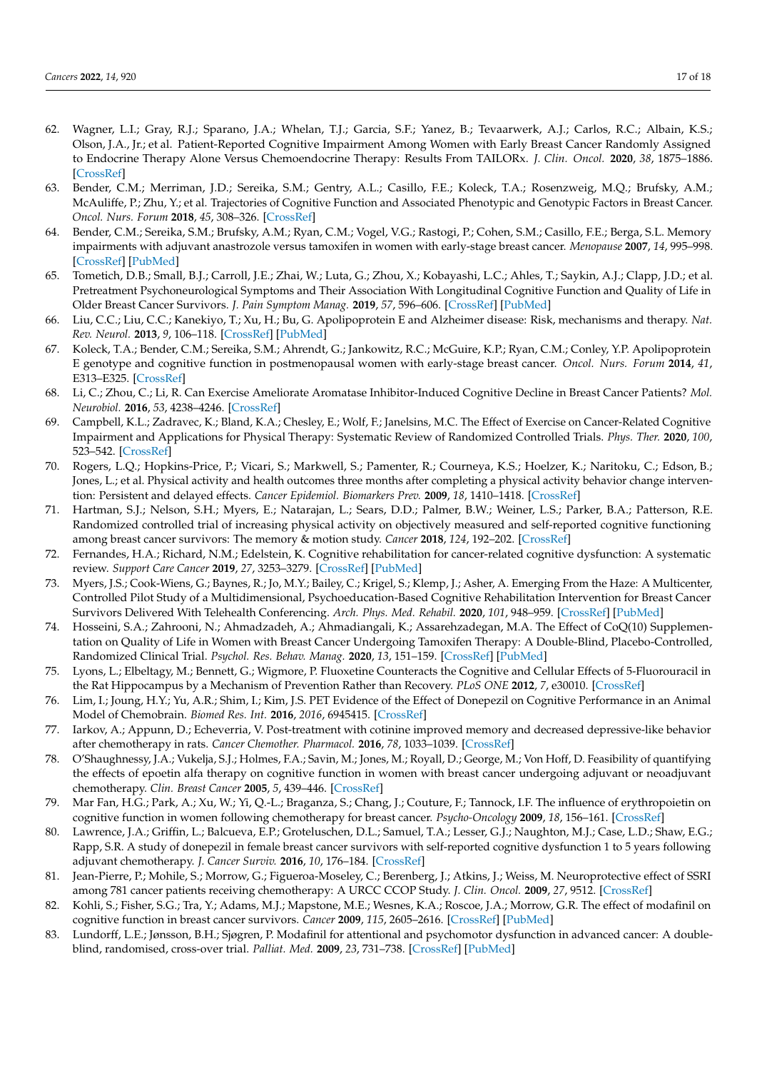62. Wagner, L.I.; Gray, R.J.; Sparano, J.A.; Whelan, T.J.; Garcia, S.F.; Yanez, B.; Tevaarwerk, A.J.; Carlos, R.C.; Albain, K.S.; Olson, J.A., Jr.; et al. Patient-Reported Cognitive Impairment Among Women with Early Breast Cancer Randomly Assigned to Endocrine Therapy Alone Versus Chemoendocrine Therapy: Results From TAILORx. *J. Clin. Oncol.* **2020**, *38*, 1875–1886. [CrossRef]
63. Bender, C.M.; Merriman, J.D.; Sereika, S.M.; Gentry, A.L.; Casillo, F.E.; Koleck, T.A.; Rosenzweig, M.Q.; Brufsky, A.M.; McAuliffe, P.; Zhu, Y.; et al. Trajectories of Cognitive Function and Associated Phenotypic and Genotypic Factors in Breast Cancer. *Oncol. Nurs. Forum* **2018**, *45*, 308–326. [CrossRef]
64. Bender, C.M.; Sereika, S.M.; Brufsky, A.M.; Ryan, C.M.; Vogel, V.G.; Rastogi, P.; Cohen, S.M.; Casillo, F.E.; Berga, S.L. Memory impairments with adjuvant anastrozole versus tamoxifen in women with early-stage breast cancer. *Menopause* **2007**, *14*, 995–998. [CrossRef] [PubMed]
65. Tometich, D.B.; Small, B.J.; Carroll, J.E.; Zhai, W.; Luta, G.; Zhou, X.; Kobayashi, L.C.; Ahles, T.; Saykin, A.J.; Clapp, J.D.; et al. Pretreatment Psychoneurological Symptoms and Their Association With Longitudinal Cognitive Function and Quality of Life in Older Breast Cancer Survivors. *J. Pain Symptom Manag.* **2019**, *57*, 596–606. [CrossRef] [PubMed]
66. Liu, C.C.; Liu, C.C.; Kanekiyo, T.; Xu, H.; Bu, G. Apolipoprotein E and Alzheimer disease: Risk, mechanisms and therapy. *Nat. Rev. Neurol.* **2013**, *9*, 106–118. [CrossRef] [PubMed]
67. Koleck, T.A.; Bender, C.M.; Sereika, S.M.; Ahrendt, G.; Jankowitz, R.C.; McGuire, K.P.; Ryan, C.M.; Conley, Y.P. Apolipoprotein E genotype and cognitive function in postmenopausal women with early-stage breast cancer. *Oncol. Nurs. Forum* **2014**, *41*, E313–E325. [CrossRef]
68. Li, C.; Zhou, C.; Li, R. Can Exercise Ameliorate Aromatase Inhibitor-Induced Cognitive Decline in Breast Cancer Patients? *Mol. Neurobiol.* **2016**, *53*, 4238–4246. [CrossRef]
69. Campbell, K.L.; Zadravec, K.; Bland, K.A.; Chesley, E.; Wolf, F.; Janelsins, M.C. The Effect of Exercise on Cancer-Related Cognitive Impairment and Applications for Physical Therapy: Systematic Review of Randomized Controlled Trials. *Phys. Ther.* **2020**, *100*, 523–542. [CrossRef]
70. Rogers, L.Q.; Hopkins-Price, P.; Vicari, S.; Markwell, S.; Pamenter, R.; Courneya, K.S.; Hoelzer, K.; Naritoku, C.; Edson, B.; Jones, L.; et al. Physical activity and health outcomes three months after completing a physical activity behavior change intervention: Persistent and delayed effects. *Cancer Epidemiol. Biomarkers Prev.* **2009**, *18*, 1410–1418. [CrossRef]
71. Hartman, S.J.; Nelson, S.H.; Myers, E.; Natarajan, L.; Sears, D.D.; Palmer, B.W.; Weiner, L.S.; Parker, B.A.; Patterson, R.E. Randomized controlled trial of increasing physical activity on objectively measured and self-reported cognitive functioning among breast cancer survivors: The memory & motion study. *Cancer* **2018**, *124*, 192–202. [CrossRef]
72. Fernandes, H.A.; Richard, N.M.; Edelstein, K. Cognitive rehabilitation for cancer-related cognitive dysfunction: A systematic review. *Support Care Cancer* **2019**, *27*, 3253–3279. [CrossRef] [PubMed]
73. Myers, J.S.; Cook-Wiens, G.; Baynes, R.; Jo, M.Y.; Bailey, C.; Krigel, S.; Klemp, J.; Asher, A. Emerging From the Haze: A Multicenter, Controlled Pilot Study of a Multidimensional, Psychoeducation-Based Cognitive Rehabilitation Intervention for Breast Cancer Survivors Delivered With Telehealth Conferencing. *Arch. Phys. Med. Rehabil.* **2020**, *101*, 948–959. [CrossRef] [PubMed]
74. Hosseini, S.A.; Zahrooni, N.; Ahmadzadeh, A.; Ahmadiangali, K.; Assarehzadegan, M.A. The Effect of CoQ(10) Supplementation on Quality of Life in Women with Breast Cancer Undergoing Tamoxifen Therapy: A Double-Blind, Placebo-Controlled, Randomized Clinical Trial. *Psychol. Res. Behav. Manag.* **2020**, *13*, 151–159. [CrossRef] [PubMed]
75. Lyons, L.; Elbeltagy, M.; Bennett, G.; Wigmore, P. Fluoxetine Counteracts the Cognitive and Cellular Effects of 5-Fluorouracil in the Rat Hippocampus by a Mechanism of Prevention Rather than Recovery. *PLoS ONE* **2012**, *7*, e30010. [CrossRef]
76. Lim, I.; Joung, H.Y.; Yu, A.R.; Shim, I.; Kim, J.S. PET Evidence of the Effect of Donepezil on Cognitive Performance in an Animal Model of Chemobrain. *Biomed Res. Int.* **2016**, *2016*, 6945415. [CrossRef]
77. Iarkov, A.; Appunn, D.; Echeverria, V. Post-treatment with cotinine improved memory and decreased depressive-like behavior after chemotherapy in rats. *Cancer Chemother. Pharmacol.* **2016**, *78*, 1033–1039. [CrossRef]
78. O'Shaughnessy, J.A.; Vukelja, S.J.; Holmes, F.A.; Savin, M.; Jones, M.; Royall, D.; George, M.; Von Hoff, D. Feasibility of quantifying the effects of epoetin alfa therapy on cognitive function in women with breast cancer undergoing adjuvant or neoadjuvant chemotherapy. *Clin. Breast Cancer* **2005**, *5*, 439–446. [CrossRef]
79. Mar Fan, H.G.; Park, A.; Xu, W.; Yi, Q.-L.; Braganza, S.; Chang, J.; Couture, F.; Tannock, I.F. The influence of erythropoietin on cognitive function in women following chemotherapy for breast cancer. *Psycho-Oncology* **2009**, *18*, 156–161. [CrossRef]
80. Lawrence, J.A.; Griffin, L.; Balcueva, E.P.; Groteluschen, D.L.; Samuel, T.A.; Lesser, G.J.; Naughton, M.J.; Case, L.D.; Shaw, E.G.; Rapp, S.R. A study of donepezil in female breast cancer survivors with self-reported cognitive dysfunction 1 to 5 years following adjuvant chemotherapy. *J. Cancer Surviv.* **2016**, *10*, 176–184. [CrossRef]
81. Jean-Pierre, P.; Mohile, S.; Morrow, G.; Figueroa-Moseley, C.; Berenberg, J.; Atkins, J.; Weiss, M. Neuroprotective effect of SSRI among 781 cancer patients receiving chemotherapy: A URCC CCOP Study. *J. Clin. Oncol.* **2009**, *27*, 9512. [CrossRef]
82. Kohli, S.; Fisher, S.G.; Tra, Y.; Adams, M.J.; Mapstone, M.E.; Wesnes, K.A.; Roscoe, J.A.; Morrow, G.R. The effect of modafinil on cognitive function in breast cancer survivors. *Cancer* **2009**, *115*, 2605–2616. [CrossRef] [PubMed]
83. Lundorff, L.E.; Jønsson, B.H.; Sjøgren, P. Modafinil for attentional and psychomotor dysfunction in advanced cancer: A double-blind, randomised, cross-over trial. *Palliat. Med.* **2009**, *23*, 731–738. [CrossRef] [PubMed]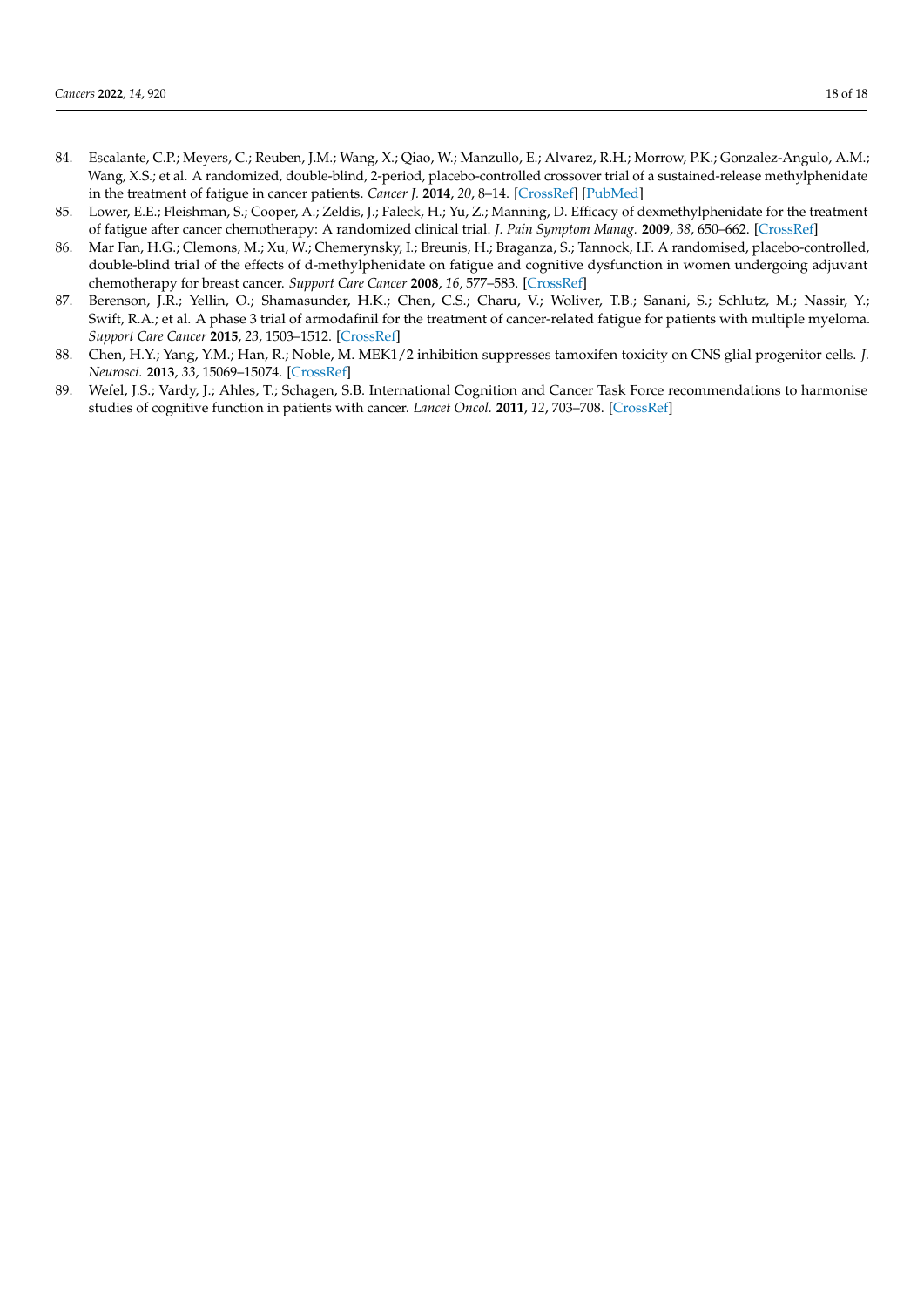84. Escalante, C.P.; Meyers, C.; Reuben, J.M.; Wang, X.; Qiao, W.; Manzullo, E.; Alvarez, R.H.; Morrow, P.K.; Gonzalez-Angulo, A.M.; Wang, X.S.; et al. A randomized, double-blind, 2-period, placebo-controlled crossover trial of a sustained-release methylphenidate in the treatment of fatigue in cancer patients. *Cancer J.* **2014**, *20*, 8–14. [CrossRef] [PubMed]
85. Lower, E.E.; Fleishman, S.; Cooper, A.; Zeldis, J.; Faleck, H.; Yu, Z.; Manning, D. Efficacy of dexmethylphenidate for the treatment of fatigue after cancer chemotherapy: A randomized clinical trial. *J. Pain Symptom Manag.* **2009**, *38*, 650–662. [CrossRef]
86. Mar Fan, H.G.; Clemons, M.; Xu, W.; Chemerynsky, I.; Breunis, H.; Braganza, S.; Tannock, I.F. A randomised, placebo-controlled, double-blind trial of the effects of d-methylphenidate on fatigue and cognitive dysfunction in women undergoing adjuvant chemotherapy for breast cancer. *Support Care Cancer* **2008**, *16*, 577–583. [CrossRef]
87. Berenson, J.R.; Yellin, O.; Shamasunder, H.K.; Chen, C.S.; Charu, V.; Woliver, T.B.; Sanani, S.; Schlutz, M.; Nassir, Y.; Swift, R.A.; et al. A phase 3 trial of armodafinil for the treatment of cancer-related fatigue for patients with multiple myeloma. *Support Care Cancer* **2015**, *23*, 1503–1512. [CrossRef]
88. Chen, H.Y.; Yang, Y.M.; Han, R.; Noble, M. MEK1/2 inhibition suppresses tamoxifen toxicity on CNS glial progenitor cells. *J. Neurosci.* **2013**, *33*, 15069–15074. [CrossRef]
89. Wefel, J.S.; Vardy, J.; Ahles, T.; Schagen, S.B. International Cognition and Cancer Task Force recommendations to harmonise studies of cognitive function in patients with cancer. *Lancet Oncol.* **2011**, *12*, 703–708. [CrossRef]